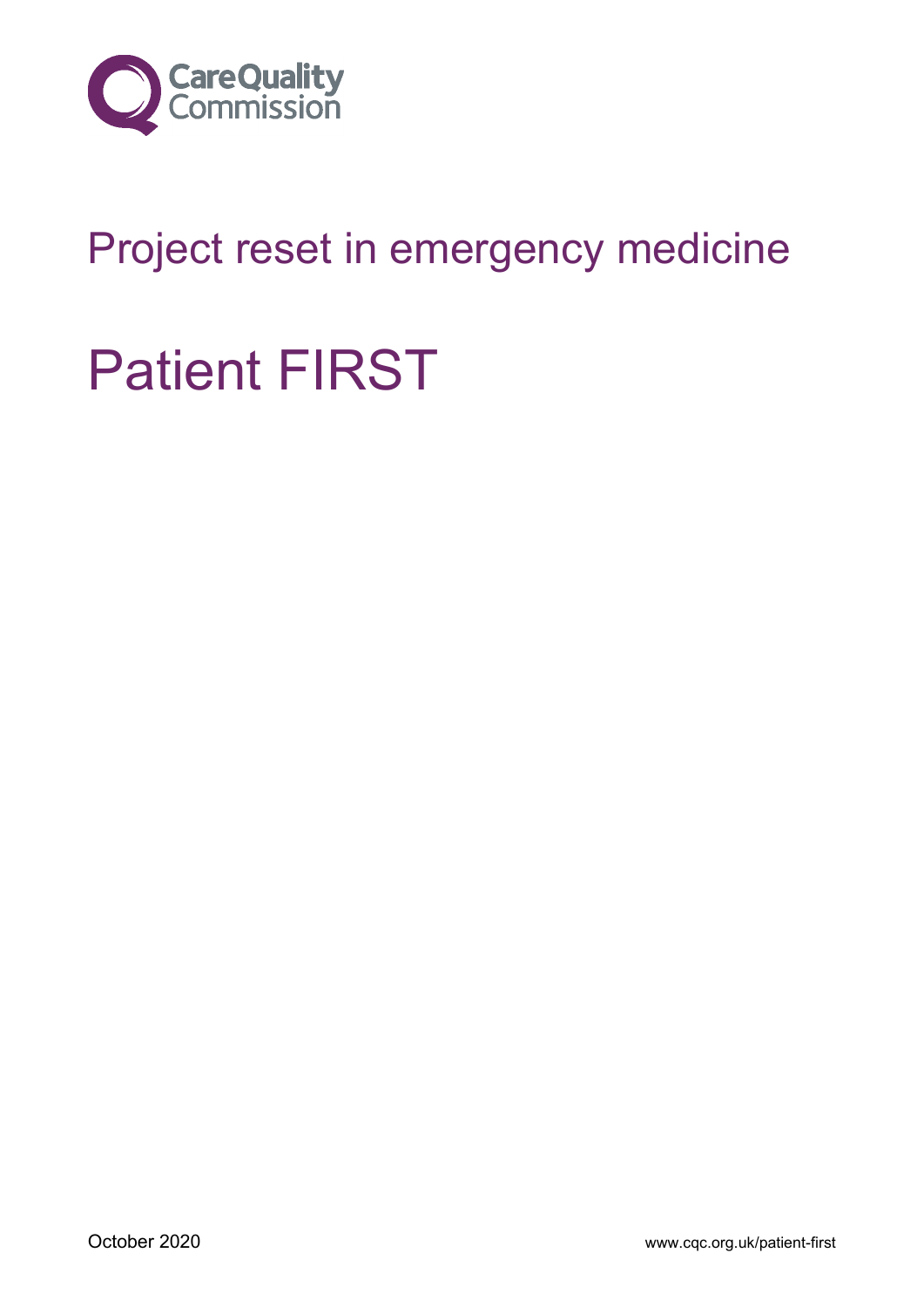Care Quality Commission

# Project reset in emergency medicine

# Patient FIRST

October 2020

www.cqc.org.uk/patient-first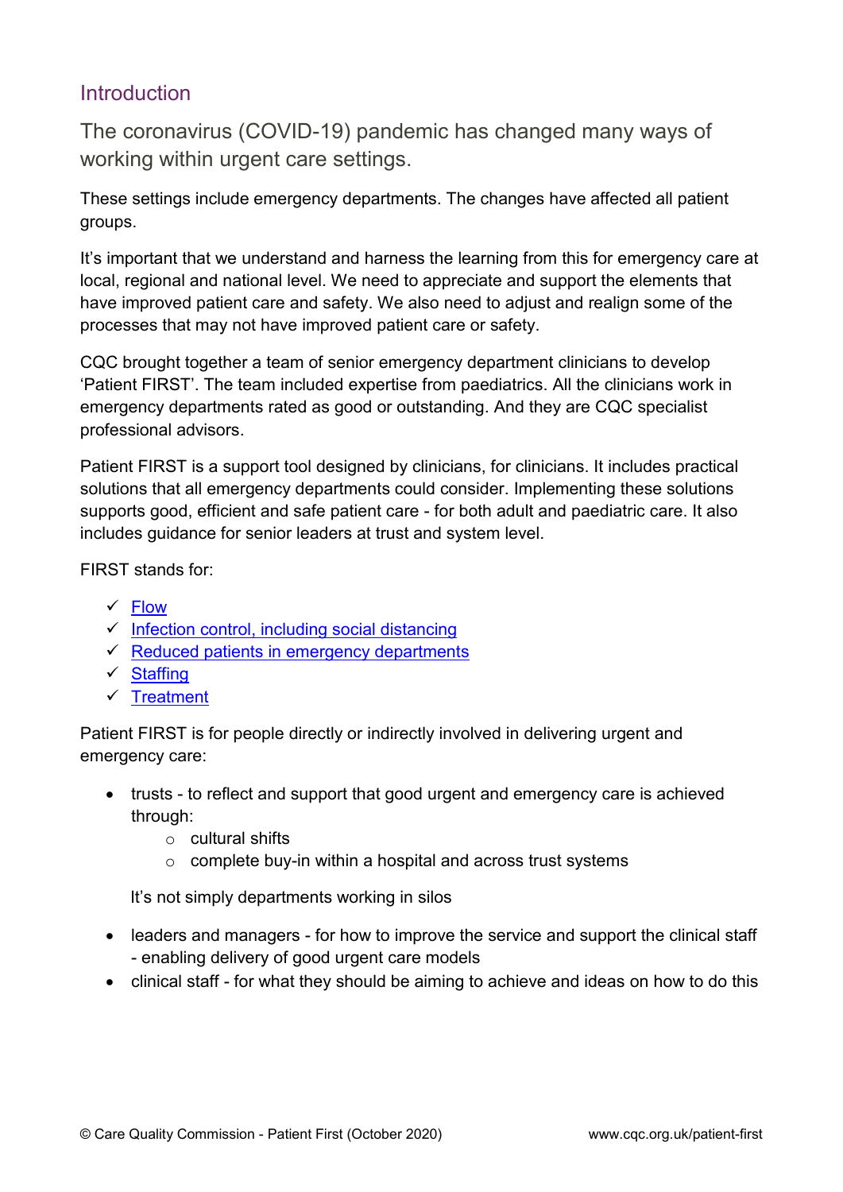## Introduction

### The coronavirus (COVID-19) pandemic has changed many ways of working within urgent care settings.

These settings include emergency departments. The changes have affected all patient groups.

It's important that we understand and harness the learning from this for emergency care at local, regional and national level. We need to appreciate and support the elements that have improved patient care and safety. We also need to adjust and realign some of the processes that may not have improved patient care or safety.

CQC brought together a team of senior emergency department clinicians to develop 'Patient FIRST'. The team included expertise from paediatrics. All the clinicians work in emergency departments rated as good or outstanding. And they are CQC specialist professional advisors.

Patient FIRST is a support tool designed by clinicians, for clinicians. It includes practical solutions that all emergency departments could consider. Implementing these solutions supports good, efficient and safe patient care - for both adult and paediatric care. It also includes guidance for senior leaders at trust and system level.

FIRST stands for:

- ✓ Flow
- ✓ Infection control, including social distancing
- ✓ Reduced patients in emergency departments
- ✓ Staffing
- ✓ Treatment

Patient FIRST is for people directly or indirectly involved in delivering urgent and emergency care:

- trusts - to reflect and support that good urgent and emergency care is achieved through:
  - cultural shifts
  - complete buy-in within a hospital and across trust systems

  It's not simply departments working in silos

- leaders and managers - for how to improve the service and support the clinical staff - enabling delivery of good urgent care models
- clinical staff - for what they should be aiming to achieve and ideas on how to do this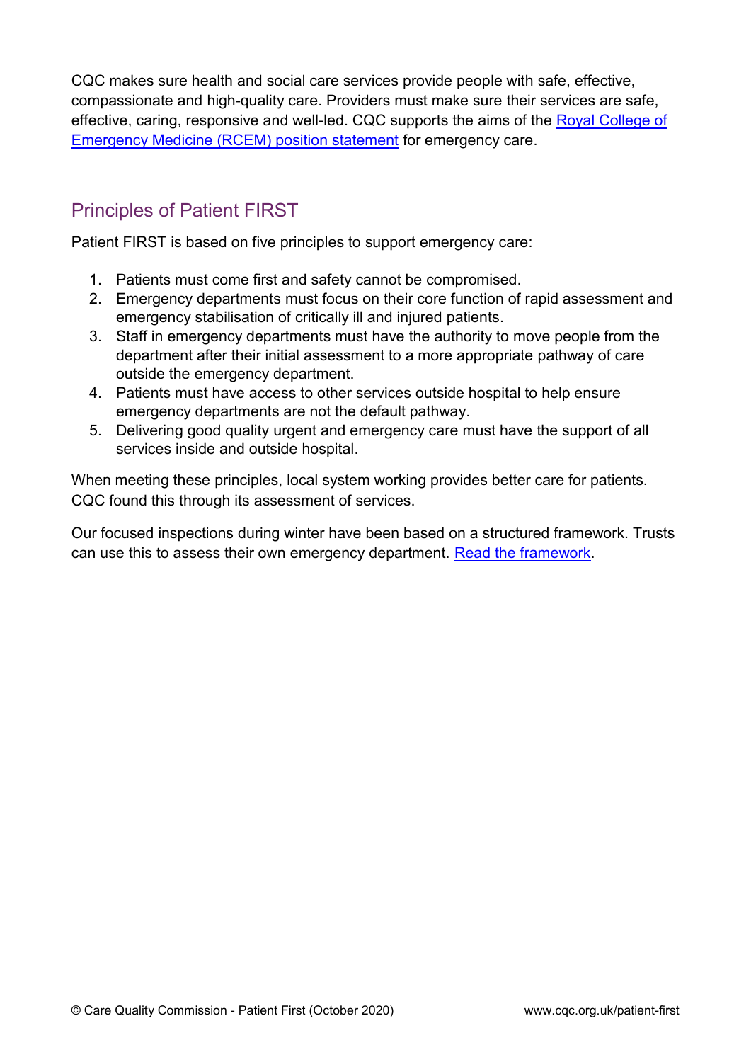CQC makes sure health and social care services provide people with safe, effective, compassionate and high-quality care. Providers must make sure their services are safe, effective, caring, responsive and well-led. CQC supports the aims of the Royal College of Emergency Medicine (RCEM) position statement for emergency care.

## Principles of Patient FIRST

Patient FIRST is based on five principles to support emergency care:

1. Patients must come first and safety cannot be compromised.
2. Emergency departments must focus on their core function of rapid assessment and emergency stabilisation of critically ill and injured patients.
3. Staff in emergency departments must have the authority to move people from the department after their initial assessment to a more appropriate pathway of care outside the emergency department.
4. Patients must have access to other services outside hospital to help ensure emergency departments are not the default pathway.
5. Delivering good quality urgent and emergency care must have the support of all services inside and outside hospital.

When meeting these principles, local system working provides better care for patients. CQC found this through its assessment of services.

Our focused inspections during winter have been based on a structured framework. Trusts can use this to assess their own emergency department. Read the framework.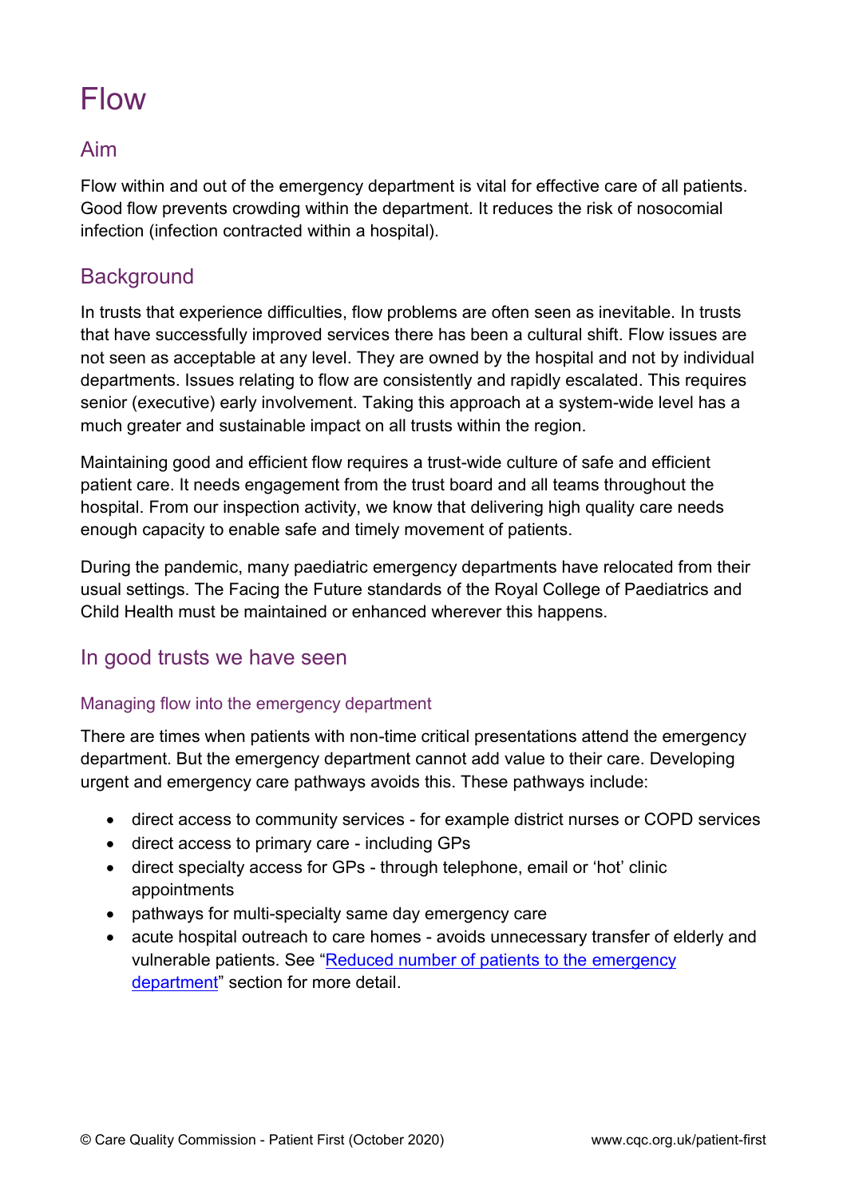# Flow

## Aim

Flow within and out of the emergency department is vital for effective care of all patients. Good flow prevents crowding within the department. It reduces the risk of nosocomial infection (infection contracted within a hospital).

## Background

In trusts that experience difficulties, flow problems are often seen as inevitable. In trusts that have successfully improved services there has been a cultural shift. Flow issues are not seen as acceptable at any level. They are owned by the hospital and not by individual departments. Issues relating to flow are consistently and rapidly escalated. This requires senior (executive) early involvement. Taking this approach at a system-wide level has a much greater and sustainable impact on all trusts within the region.

Maintaining good and efficient flow requires a trust-wide culture of safe and efficient patient care. It needs engagement from the trust board and all teams throughout the hospital. From our inspection activity, we know that delivering high quality care needs enough capacity to enable safe and timely movement of patients.

During the pandemic, many paediatric emergency departments have relocated from their usual settings. The Facing the Future standards of the Royal College of Paediatrics and Child Health must be maintained or enhanced wherever this happens.

## In good trusts we have seen

### Managing flow into the emergency department

There are times when patients with non-time critical presentations attend the emergency department. But the emergency department cannot add value to their care. Developing urgent and emergency care pathways avoids this. These pathways include:

- direct access to community services - for example district nurses or COPD services
- direct access to primary care - including GPs
- direct specialty access for GPs - through telephone, email or 'hot' clinic appointments
- pathways for multi-specialty same day emergency care
- acute hospital outreach to care homes - avoids unnecessary transfer of elderly and vulnerable patients. See "Reduced number of patients to the emergency department" section for more detail.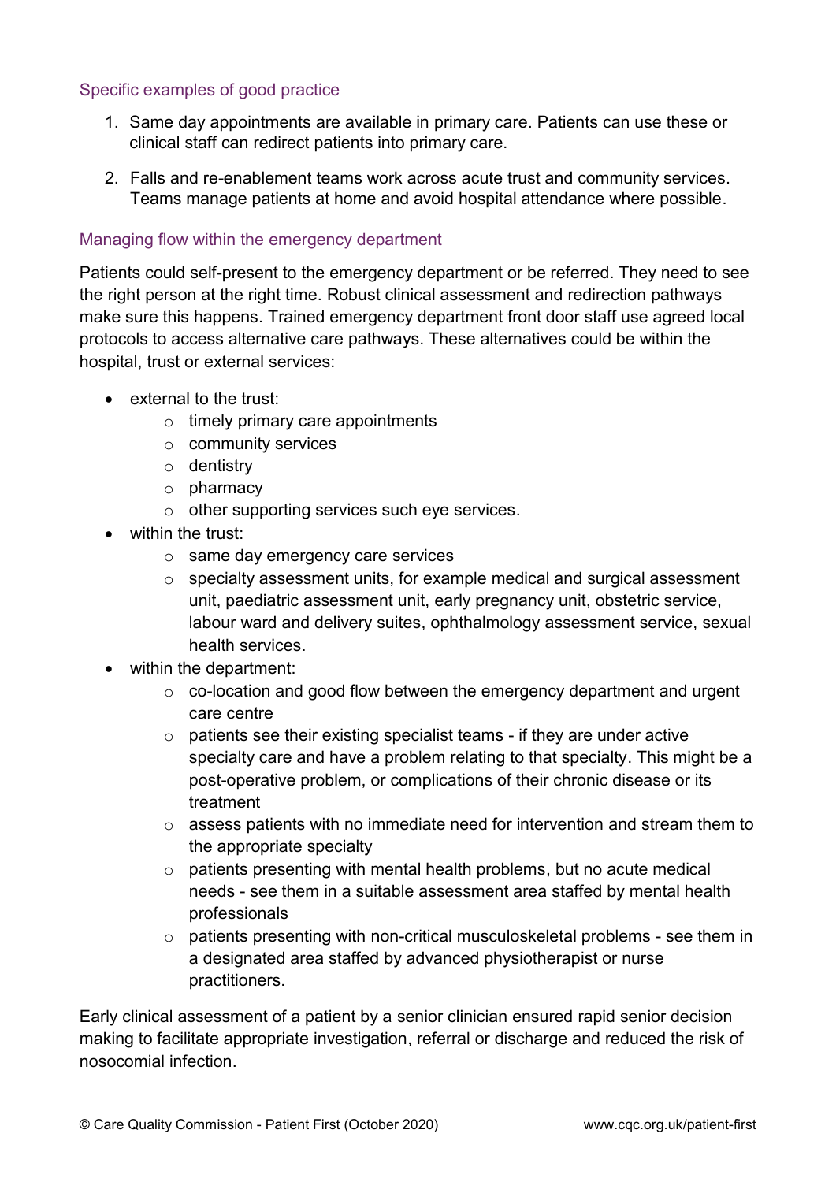### Specific examples of good practice

1. Same day appointments are available in primary care. Patients can use these or clinical staff can redirect patients into primary care.
2. Falls and re-enablement teams work across acute trust and community services. Teams manage patients at home and avoid hospital attendance where possible.

### Managing flow within the emergency department

Patients could self-present to the emergency department or be referred. They need to see the right person at the right time. Robust clinical assessment and redirection pathways make sure this happens. Trained emergency department front door staff use agreed local protocols to access alternative care pathways. These alternatives could be within the hospital, trust or external services:

- external to the trust:
  - timely primary care appointments
  - community services
  - dentistry
  - pharmacy
  - other supporting services such eye services.
- within the trust:
  - same day emergency care services
  - specialty assessment units, for example medical and surgical assessment unit, paediatric assessment unit, early pregnancy unit, obstetric service, labour ward and delivery suites, ophthalmology assessment service, sexual health services.
- within the department:
  - co-location and good flow between the emergency department and urgent care centre
  - patients see their existing specialist teams - if they are under active specialty care and have a problem relating to that specialty. This might be a post-operative problem, or complications of their chronic disease or its treatment
  - assess patients with no immediate need for intervention and stream them to the appropriate specialty
  - patients presenting with mental health problems, but no acute medical needs - see them in a suitable assessment area staffed by mental health professionals
  - patients presenting with non-critical musculoskeletal problems - see them in a designated area staffed by advanced physiotherapist or nurse practitioners.

Early clinical assessment of a patient by a senior clinician ensured rapid senior decision making to facilitate appropriate investigation, referral or discharge and reduced the risk of nosocomial infection.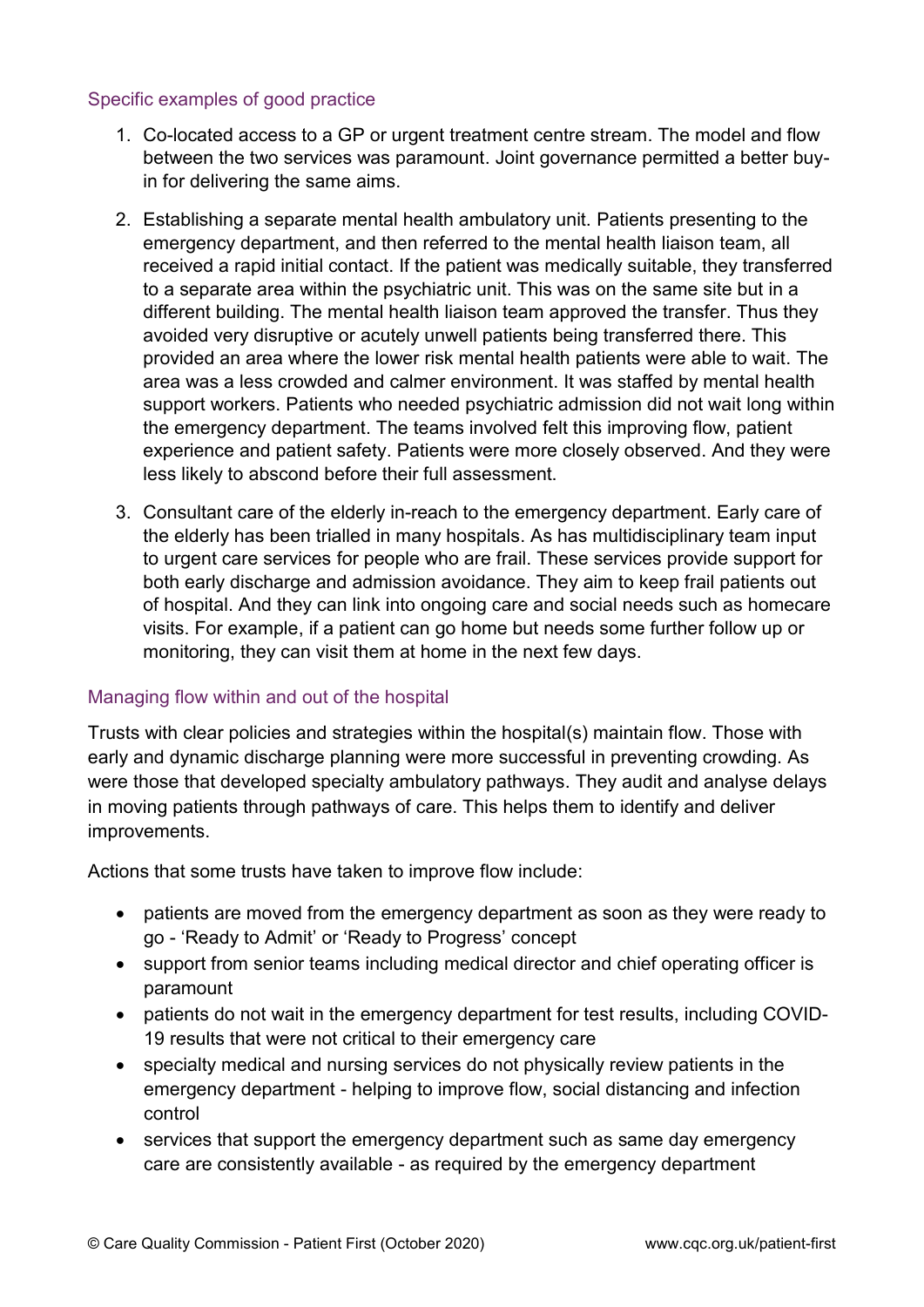### Specific examples of good practice

1. Co-located access to a GP or urgent treatment centre stream. The model and flow between the two services was paramount. Joint governance permitted a better buy-in for delivering the same aims.
2. Establishing a separate mental health ambulatory unit. Patients presenting to the emergency department, and then referred to the mental health liaison team, all received a rapid initial contact. If the patient was medically suitable, they transferred to a separate area within the psychiatric unit. This was on the same site but in a different building. The mental health liaison team approved the transfer. Thus they avoided very disruptive or acutely unwell patients being transferred there. This provided an area where the lower risk mental health patients were able to wait. The area was a less crowded and calmer environment. It was staffed by mental health support workers. Patients who needed psychiatric admission did not wait long within the emergency department. The teams involved felt this improving flow, patient experience and patient safety. Patients were more closely observed. And they were less likely to abscond before their full assessment.
3. Consultant care of the elderly in-reach to the emergency department. Early care of the elderly has been trialled in many hospitals. As has multidisciplinary team input to urgent care services for people who are frail. These services provide support for both early discharge and admission avoidance. They aim to keep frail patients out of hospital. And they can link into ongoing care and social needs such as homecare visits. For example, if a patient can go home but needs some further follow up or monitoring, they can visit them at home in the next few days.

### Managing flow within and out of the hospital

Trusts with clear policies and strategies within the hospital(s) maintain flow. Those with early and dynamic discharge planning were more successful in preventing crowding. As were those that developed specialty ambulatory pathways. They audit and analyse delays in moving patients through pathways of care. This helps them to identify and deliver improvements.

Actions that some trusts have taken to improve flow include:

- patients are moved from the emergency department as soon as they were ready to go - 'Ready to Admit' or 'Ready to Progress' concept
- support from senior teams including medical director and chief operating officer is paramount
- patients do not wait in the emergency department for test results, including COVID-19 results that were not critical to their emergency care
- specialty medical and nursing services do not physically review patients in the emergency department - helping to improve flow, social distancing and infection control
- services that support the emergency department such as same day emergency care are consistently available - as required by the emergency department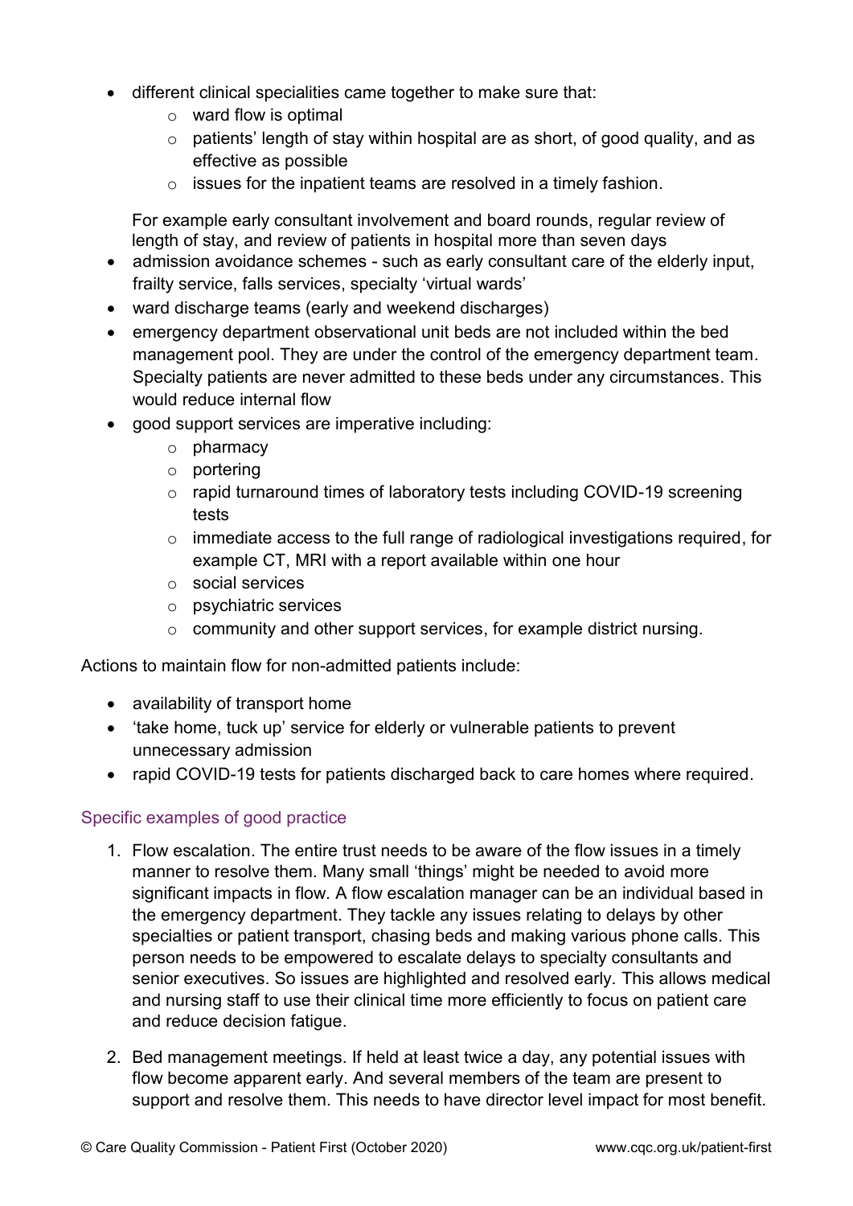- different clinical specialities came together to make sure that:
  - ward flow is optimal
  - patients' length of stay within hospital are as short, of good quality, and as effective as possible
  - issues for the inpatient teams are resolved in a timely fashion.

  For example early consultant involvement and board rounds, regular review of length of stay, and review of patients in hospital more than seven days
- admission avoidance schemes - such as early consultant care of the elderly input, frailty service, falls services, specialty 'virtual wards'
- ward discharge teams (early and weekend discharges)
- emergency department observational unit beds are not included within the bed management pool. They are under the control of the emergency department team. Specialty patients are never admitted to these beds under any circumstances. This would reduce internal flow
- good support services are imperative including:
  - pharmacy
  - portering
  - rapid turnaround times of laboratory tests including COVID-19 screening tests
  - immediate access to the full range of radiological investigations required, for example CT, MRI with a report available within one hour
  - social services
  - psychiatric services
  - community and other support services, for example district nursing.

Actions to maintain flow for non-admitted patients include:

- availability of transport home
- 'take home, tuck up' service for elderly or vulnerable patients to prevent unnecessary admission
- rapid COVID-19 tests for patients discharged back to care homes where required.

### Specific examples of good practice

1. Flow escalation. The entire trust needs to be aware of the flow issues in a timely manner to resolve them. Many small 'things' might be needed to avoid more significant impacts in flow. A flow escalation manager can be an individual based in the emergency department. They tackle any issues relating to delays by other specialties or patient transport, chasing beds and making various phone calls. This person needs to be empowered to escalate delays to specialty consultants and senior executives. So issues are highlighted and resolved early. This allows medical and nursing staff to use their clinical time more efficiently to focus on patient care and reduce decision fatigue.

2. Bed management meetings. If held at least twice a day, any potential issues with flow become apparent early. And several members of the team are present to support and resolve them. This needs to have director level impact for most benefit.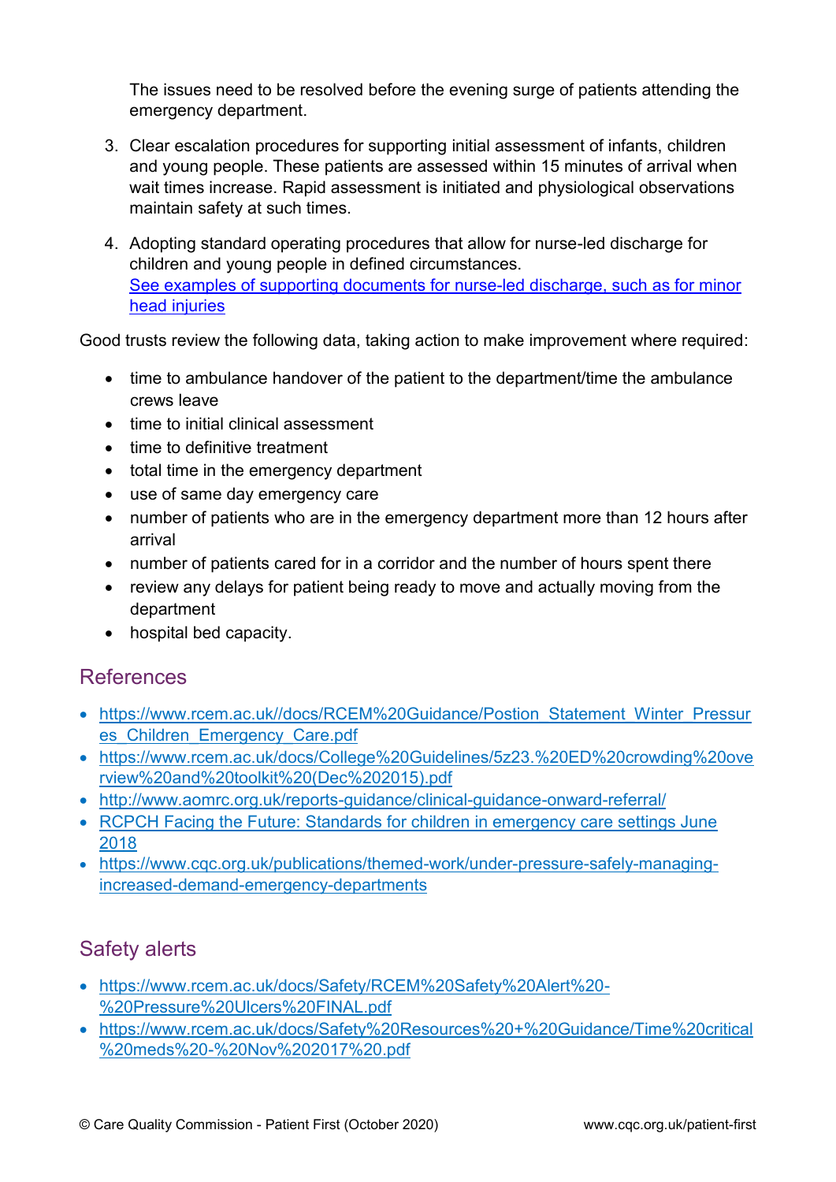The issues need to be resolved before the evening surge of patients attending the emergency department.

3. Clear escalation procedures for supporting initial assessment of infants, children and young people. These patients are assessed within 15 minutes of arrival when wait times increase. Rapid assessment is initiated and physiological observations maintain safety at such times.

4. Adopting standard operating procedures that allow for nurse-led discharge for children and young people in defined circumstances.
   [See examples of supporting documents for nurse-led discharge, such as for minor head injuries]

Good trusts review the following data, taking action to make improvement where required:

- time to ambulance handover of the patient to the department/time the ambulance crews leave
- time to initial clinical assessment
- time to definitive treatment
- total time in the emergency department
- use of same day emergency care
- number of patients who are in the emergency department more than 12 hours after arrival
- number of patients cared for in a corridor and the number of hours spent there
- review any delays for patient being ready to move and actually moving from the department
- hospital bed capacity.

## References

- https://www.rcem.ac.uk//docs/RCEM%20Guidance/Postion_Statement_Winter_Pressures_Children_Emergency_Care.pdf
- https://www.rcem.ac.uk/docs/College%20Guidelines/5z23.%20ED%20crowding%20overview%20and%20toolkit%20(Dec%202015).pdf
- http://www.aomrc.org.uk/reports-guidance/clinical-guidance-onward-referral/
- RCPCH Facing the Future: Standards for children in emergency care settings June 2018
- https://www.cqc.org.uk/publications/themed-work/under-pressure-safely-managing-increased-demand-emergency-departments

## Safety alerts

- https://www.rcem.ac.uk/docs/Safety/RCEM%20Safety%20Alert%20-%20Pressure%20Ulcers%20FINAL.pdf
- https://www.rcem.ac.uk/docs/Safety%20Resources%20+%20Guidance/Time%20critical%20meds%20-%20Nov%202017%20.pdf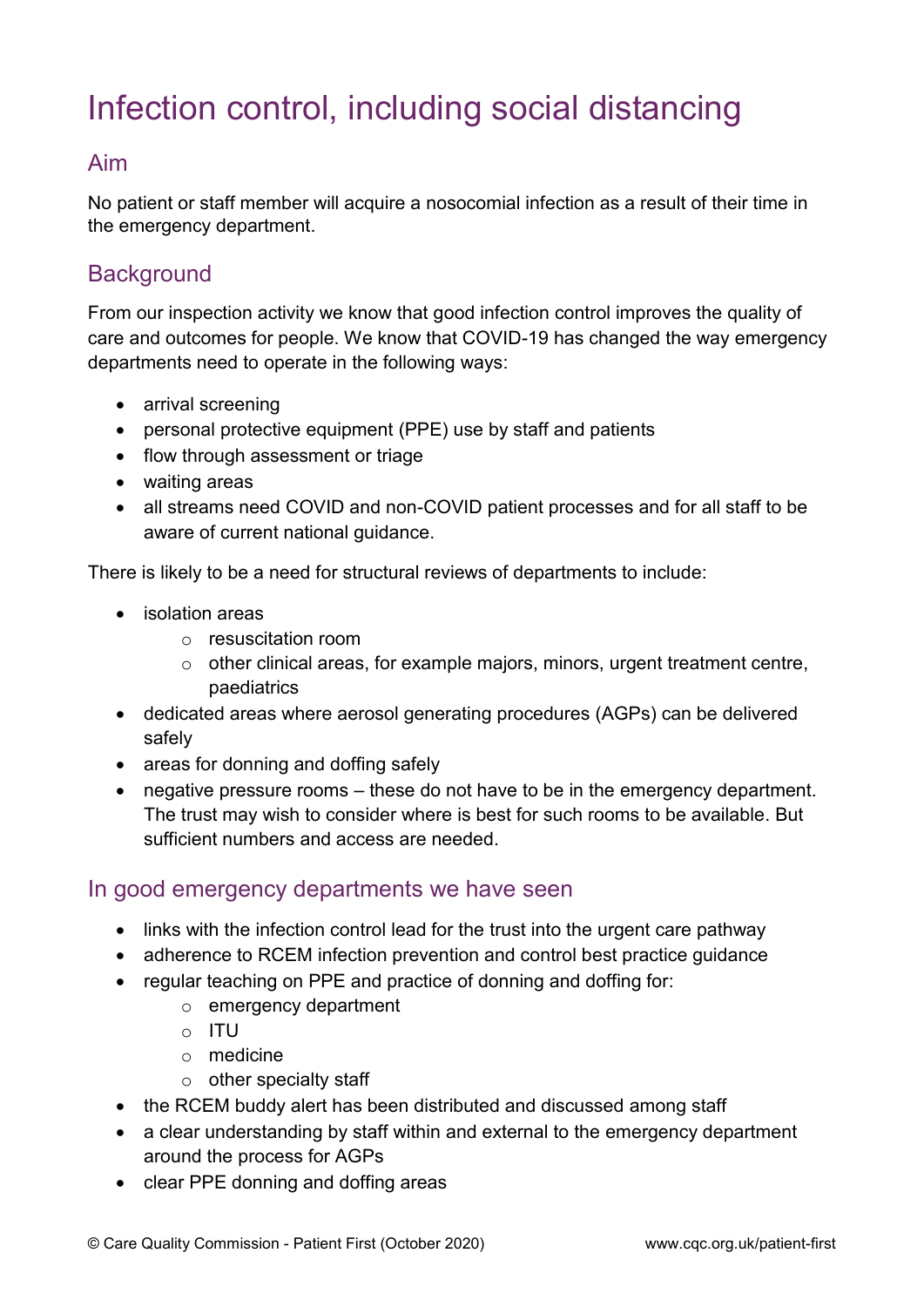# Infection control, including social distancing

## Aim

No patient or staff member will acquire a nosocomial infection as a result of their time in the emergency department.

## Background

From our inspection activity we know that good infection control improves the quality of care and outcomes for people. We know that COVID-19 has changed the way emergency departments need to operate in the following ways:

- arrival screening
- personal protective equipment (PPE) use by staff and patients
- flow through assessment or triage
- waiting areas
- all streams need COVID and non-COVID patient processes and for all staff to be aware of current national guidance.

There is likely to be a need for structural reviews of departments to include:

- isolation areas
    - resuscitation room
    - other clinical areas, for example majors, minors, urgent treatment centre, paediatrics
- dedicated areas where aerosol generating procedures (AGPs) can be delivered safely
- areas for donning and doffing safely
- negative pressure rooms – these do not have to be in the emergency department. The trust may wish to consider where is best for such rooms to be available. But sufficient numbers and access are needed.

## In good emergency departments we have seen

- links with the infection control lead for the trust into the urgent care pathway
- adherence to RCEM infection prevention and control best practice guidance
- regular teaching on PPE and practice of donning and doffing for:
    - emergency department
    - ITU
    - medicine
    - other specialty staff
- the RCEM buddy alert has been distributed and discussed among staff
- a clear understanding by staff within and external to the emergency department around the process for AGPs
- clear PPE donning and doffing areas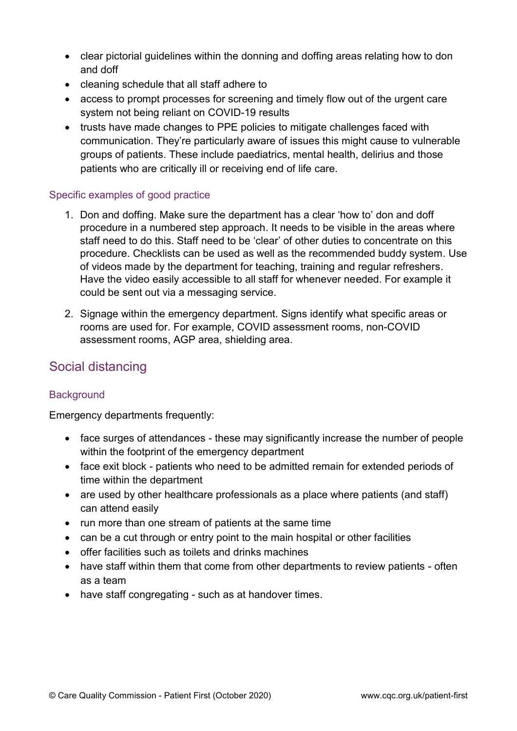- clear pictorial guidelines within the donning and doffing areas relating how to don and doff
- cleaning schedule that all staff adhere to
- access to prompt processes for screening and timely flow out of the urgent care system not being reliant on COVID-19 results
- trusts have made changes to PPE policies to mitigate challenges faced with communication. They're particularly aware of issues this might cause to vulnerable groups of patients. These include paediatrics, mental health, delirius and those patients who are critically ill or receiving end of life care.

### Specific examples of good practice

1. Don and doffing. Make sure the department has a clear 'how to' don and doff procedure in a numbered step approach. It needs to be visible in the areas where staff need to do this. Staff need to be 'clear' of other duties to concentrate on this procedure. Checklists can be used as well as the recommended buddy system. Use of videos made by the department for teaching, training and regular refreshers. Have the video easily accessible to all staff for whenever needed. For example it could be sent out via a messaging service.

2. Signage within the emergency department. Signs identify what specific areas or rooms are used for. For example, COVID assessment rooms, non-COVID assessment rooms, AGP area, shielding area.

## Social distancing

### Background

Emergency departments frequently:

- face surges of attendances - these may significantly increase the number of people within the footprint of the emergency department
- face exit block - patients who need to be admitted remain for extended periods of time within the department
- are used by other healthcare professionals as a place where patients (and staff) can attend easily
- run more than one stream of patients at the same time
- can be a cut through or entry point to the main hospital or other facilities
- offer facilities such as toilets and drinks machines
- have staff within them that come from other departments to review patients - often as a team
- have staff congregating - such as at handover times.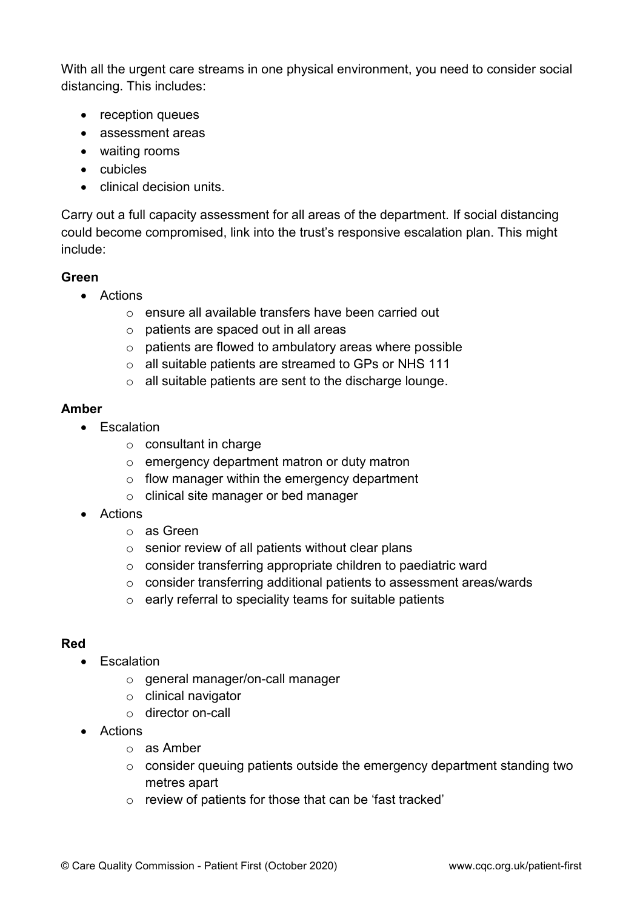With all the urgent care streams in one physical environment, you need to consider social distancing. This includes:

- reception queues
- assessment areas
- waiting rooms
- cubicles
- clinical decision units.

Carry out a full capacity assessment for all areas of the department. If social distancing could become compromised, link into the trust's responsive escalation plan. This might include:

**Green**

- Actions
  - ensure all available transfers have been carried out
  - patients are spaced out in all areas
  - patients are flowed to ambulatory areas where possible
  - all suitable patients are streamed to GPs or NHS 111
  - all suitable patients are sent to the discharge lounge.

**Amber**

- Escalation
  - consultant in charge
  - emergency department matron or duty matron
  - flow manager within the emergency department
  - clinical site manager or bed manager
- Actions
  - as Green
  - senior review of all patients without clear plans
  - consider transferring appropriate children to paediatric ward
  - consider transferring additional patients to assessment areas/wards
  - early referral to speciality teams for suitable patients

**Red**

- Escalation
  - general manager/on-call manager
  - clinical navigator
  - director on-call
- Actions
  - as Amber
  - consider queuing patients outside the emergency department standing two metres apart
  - review of patients for those that can be 'fast tracked'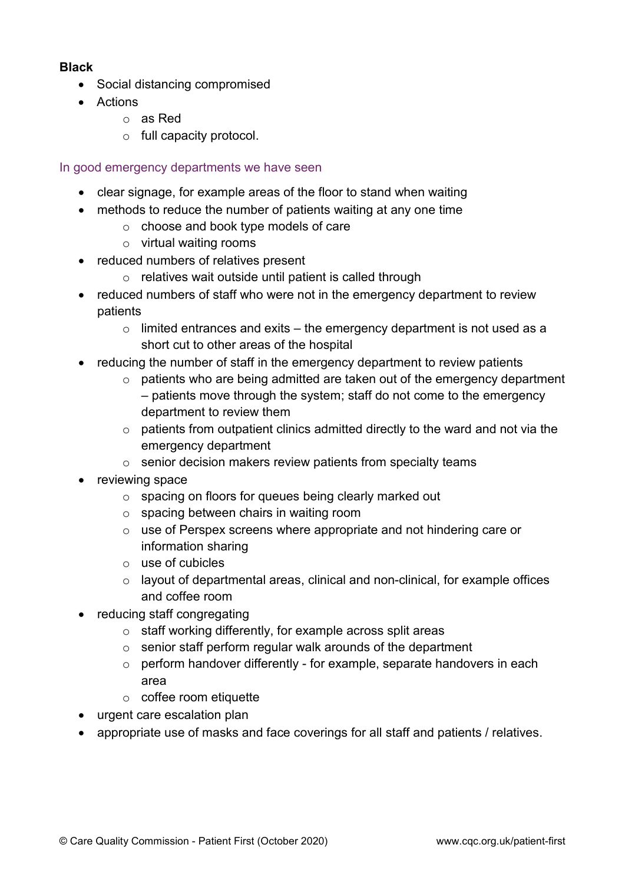**Black**

- Social distancing compromised
- Actions
    - as Red
    - full capacity protocol.

### In good emergency departments we have seen

- clear signage, for example areas of the floor to stand when waiting
- methods to reduce the number of patients waiting at any one time
    - choose and book type models of care
    - virtual waiting rooms
- reduced numbers of relatives present
    - relatives wait outside until patient is called through
- reduced numbers of staff who were not in the emergency department to review patients
    - limited entrances and exits – the emergency department is not used as a short cut to other areas of the hospital
- reducing the number of staff in the emergency department to review patients
    - patients who are being admitted are taken out of the emergency department – patients move through the system; staff do not come to the emergency department to review them
    - patients from outpatient clinics admitted directly to the ward and not via the emergency department
    - senior decision makers review patients from specialty teams
- reviewing space
    - spacing on floors for queues being clearly marked out
    - spacing between chairs in waiting room
    - use of Perspex screens where appropriate and not hindering care or information sharing
    - use of cubicles
    - layout of departmental areas, clinical and non-clinical, for example offices and coffee room
- reducing staff congregating
    - staff working differently, for example across split areas
    - senior staff perform regular walk arounds of the department
    - perform handover differently - for example, separate handovers in each area
    - coffee room etiquette
- urgent care escalation plan
- appropriate use of masks and face coverings for all staff and patients / relatives.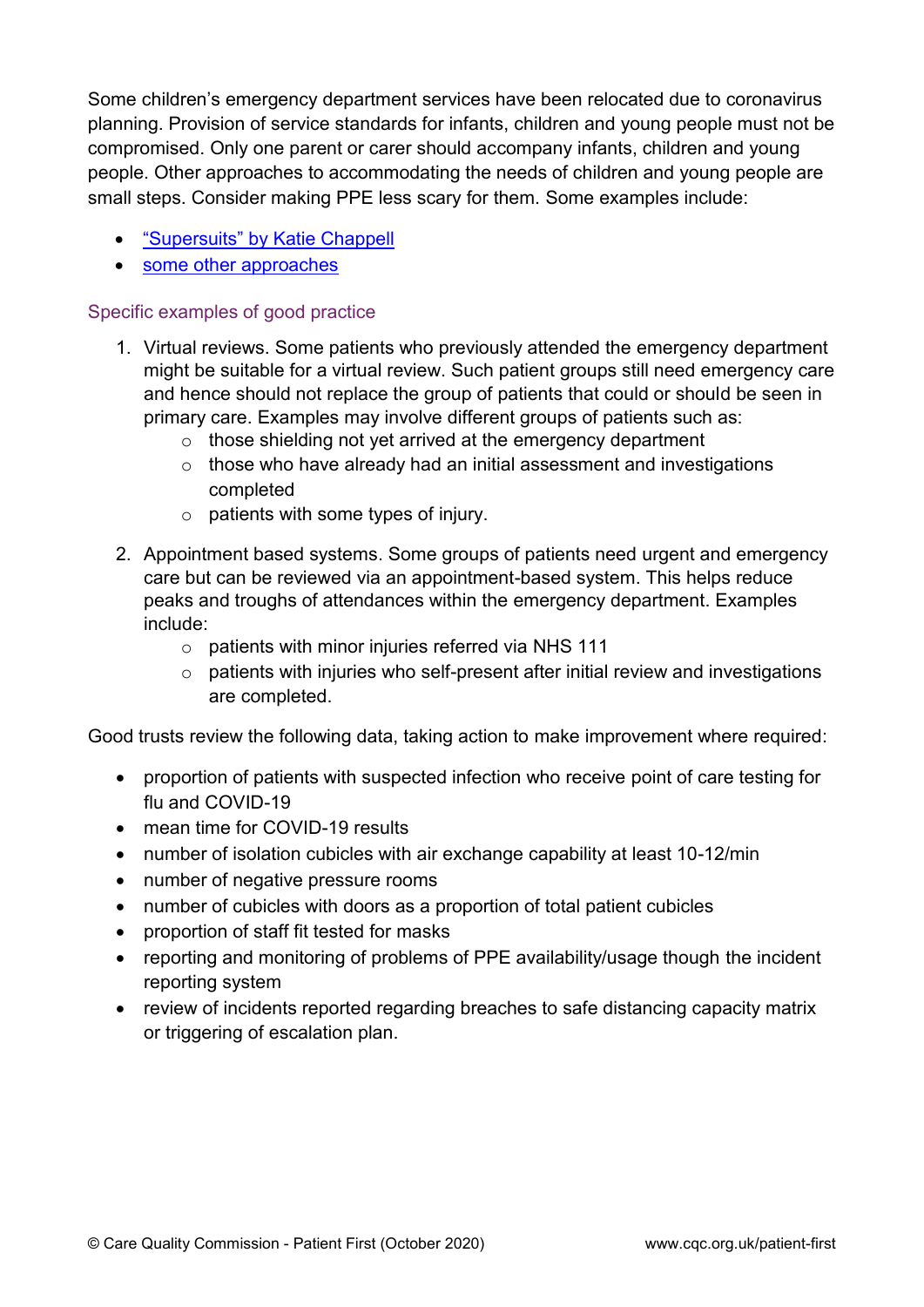Some children's emergency department services have been relocated due to coronavirus planning. Provision of service standards for infants, children and young people must not be compromised. Only one parent or carer should accompany infants, children and young people. Other approaches to accommodating the needs of children and young people are small steps. Consider making PPE less scary for them. Some examples include:

- "Supersuits" by Katie Chappell
- some other approaches

### Specific examples of good practice

1. Virtual reviews. Some patients who previously attended the emergency department might be suitable for a virtual review. Such patient groups still need emergency care and hence should not replace the group of patients that could or should be seen in primary care. Examples may involve different groups of patients such as:
   - those shielding not yet arrived at the emergency department
   - those who have already had an initial assessment and investigations completed
   - patients with some types of injury.
2. Appointment based systems. Some groups of patients need urgent and emergency care but can be reviewed via an appointment-based system. This helps reduce peaks and troughs of attendances within the emergency department. Examples include:
   - patients with minor injuries referred via NHS 111
   - patients with injuries who self-present after initial review and investigations are completed.

Good trusts review the following data, taking action to make improvement where required:

- proportion of patients with suspected infection who receive point of care testing for flu and COVID-19
- mean time for COVID-19 results
- number of isolation cubicles with air exchange capability at least 10-12/min
- number of negative pressure rooms
- number of cubicles with doors as a proportion of total patient cubicles
- proportion of staff fit tested for masks
- reporting and monitoring of problems of PPE availability/usage though the incident reporting system
- review of incidents reported regarding breaches to safe distancing capacity matrix or triggering of escalation plan.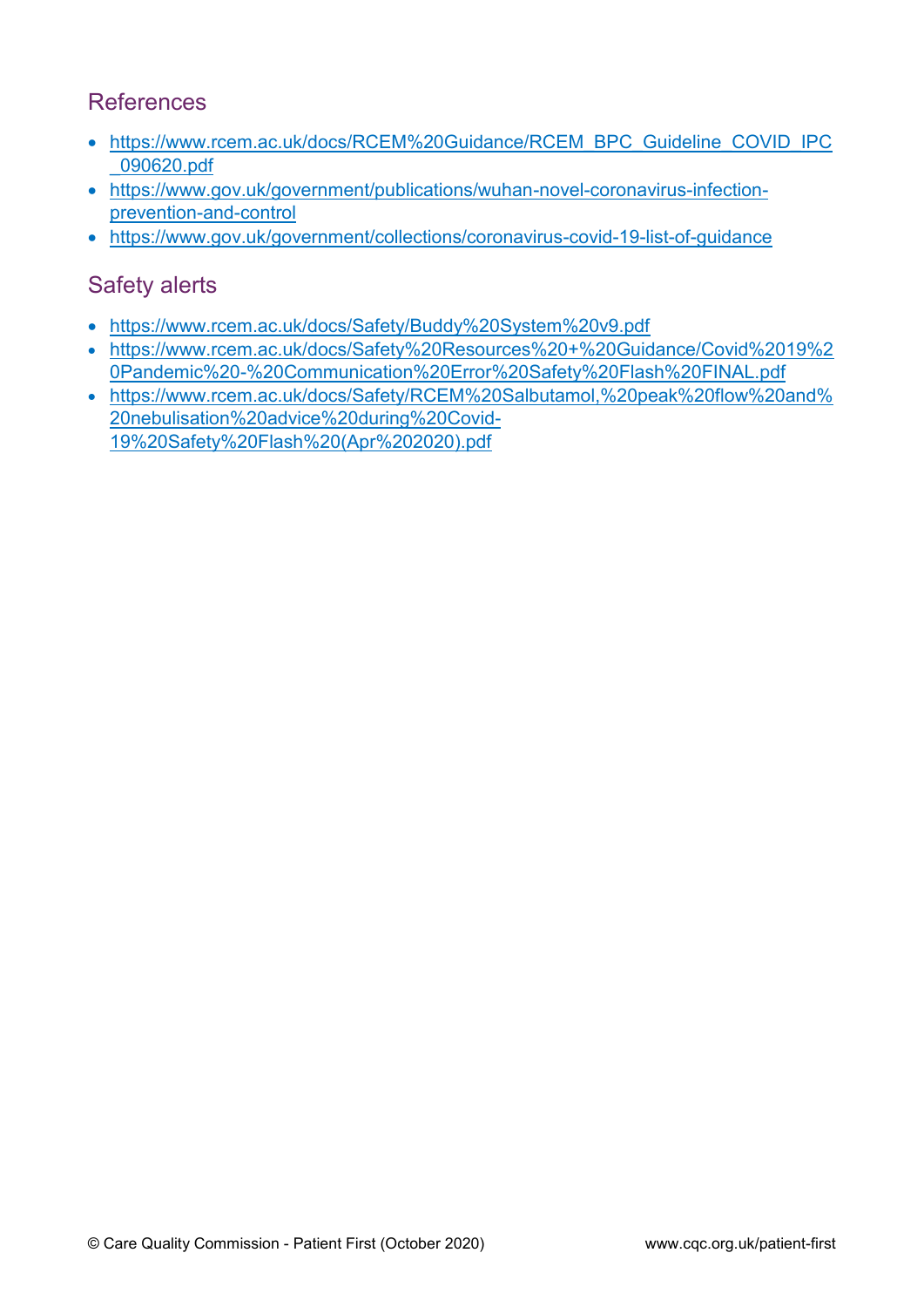## References

- https://www.rcem.ac.uk/docs/RCEM%20Guidance/RCEM_BPC_Guideline_COVID_IPC_090620.pdf
- https://www.gov.uk/government/publications/wuhan-novel-coronavirus-infection-prevention-and-control
- https://www.gov.uk/government/collections/coronavirus-covid-19-list-of-guidance

## Safety alerts

- https://www.rcem.ac.uk/docs/Safety/Buddy%20System%20v9.pdf
- https://www.rcem.ac.uk/docs/Safety%20Resources%20+%20Guidance/Covid%2019%20Pandemic%20-%20Communication%20Error%20Safety%20Flash%20FINAL.pdf
- https://www.rcem.ac.uk/docs/Safety/RCEM%20Salbutamol,%20peak%20flow%20and%20nebulisation%20advice%20during%20Covid-19%20Safety%20Flash%20(Apr%202020).pdf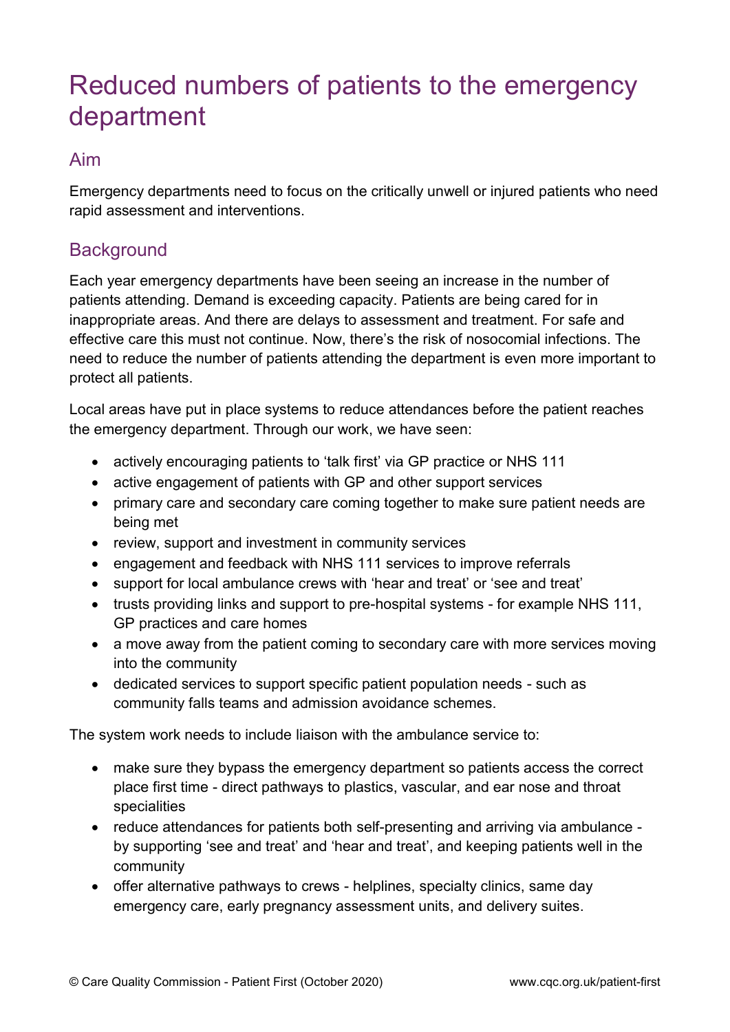# Reduced numbers of patients to the emergency department

## Aim

Emergency departments need to focus on the critically unwell or injured patients who need rapid assessment and interventions.

## Background

Each year emergency departments have been seeing an increase in the number of patients attending. Demand is exceeding capacity. Patients are being cared for in inappropriate areas. And there are delays to assessment and treatment. For safe and effective care this must not continue. Now, there's the risk of nosocomial infections. The need to reduce the number of patients attending the department is even more important to protect all patients.

Local areas have put in place systems to reduce attendances before the patient reaches the emergency department. Through our work, we have seen:

- actively encouraging patients to 'talk first' via GP practice or NHS 111
- active engagement of patients with GP and other support services
- primary care and secondary care coming together to make sure patient needs are being met
- review, support and investment in community services
- engagement and feedback with NHS 111 services to improve referrals
- support for local ambulance crews with 'hear and treat' or 'see and treat'
- trusts providing links and support to pre-hospital systems - for example NHS 111, GP practices and care homes
- a move away from the patient coming to secondary care with more services moving into the community
- dedicated services to support specific patient population needs - such as community falls teams and admission avoidance schemes.

The system work needs to include liaison with the ambulance service to:

- make sure they bypass the emergency department so patients access the correct place first time - direct pathways to plastics, vascular, and ear nose and throat specialities
- reduce attendances for patients both self-presenting and arriving via ambulance - by supporting 'see and treat' and 'hear and treat', and keeping patients well in the community
- offer alternative pathways to crews - helplines, specialty clinics, same day emergency care, early pregnancy assessment units, and delivery suites.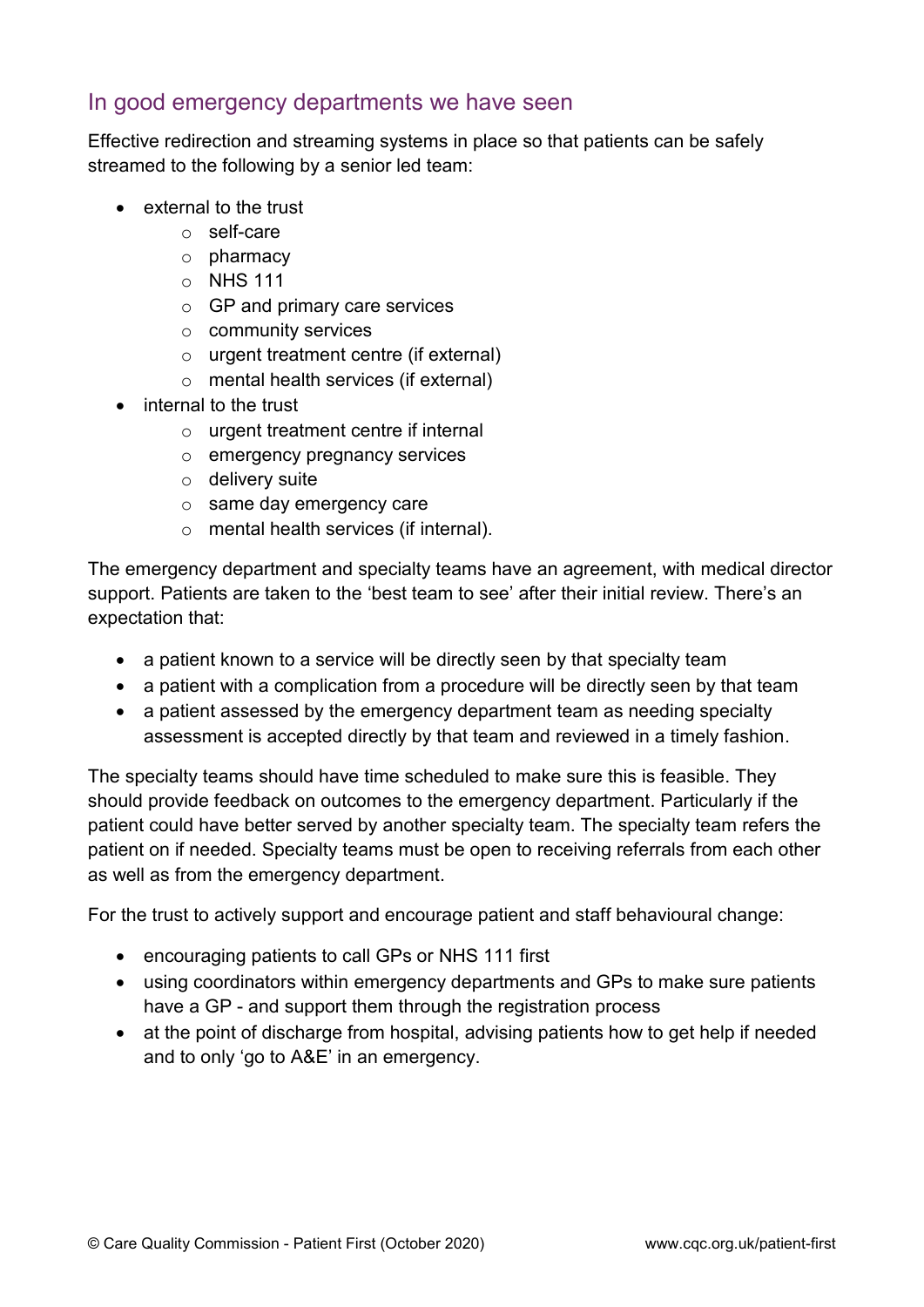## In good emergency departments we have seen

Effective redirection and streaming systems in place so that patients can be safely streamed to the following by a senior led team:

- external to the trust
  - self-care
  - pharmacy
  - NHS 111
  - GP and primary care services
  - community services
  - urgent treatment centre (if external)
  - mental health services (if external)
- internal to the trust
  - urgent treatment centre if internal
  - emergency pregnancy services
  - delivery suite
  - same day emergency care
  - mental health services (if internal).

The emergency department and specialty teams have an agreement, with medical director support. Patients are taken to the 'best team to see' after their initial review. There's an expectation that:

- a patient known to a service will be directly seen by that specialty team
- a patient with a complication from a procedure will be directly seen by that team
- a patient assessed by the emergency department team as needing specialty assessment is accepted directly by that team and reviewed in a timely fashion.

The specialty teams should have time scheduled to make sure this is feasible. They should provide feedback on outcomes to the emergency department. Particularly if the patient could have better served by another specialty team. The specialty team refers the patient on if needed. Specialty teams must be open to receiving referrals from each other as well as from the emergency department.

For the trust to actively support and encourage patient and staff behavioural change:

- encouraging patients to call GPs or NHS 111 first
- using coordinators within emergency departments and GPs to make sure patients have a GP - and support them through the registration process
- at the point of discharge from hospital, advising patients how to get help if needed and to only 'go to A&E' in an emergency.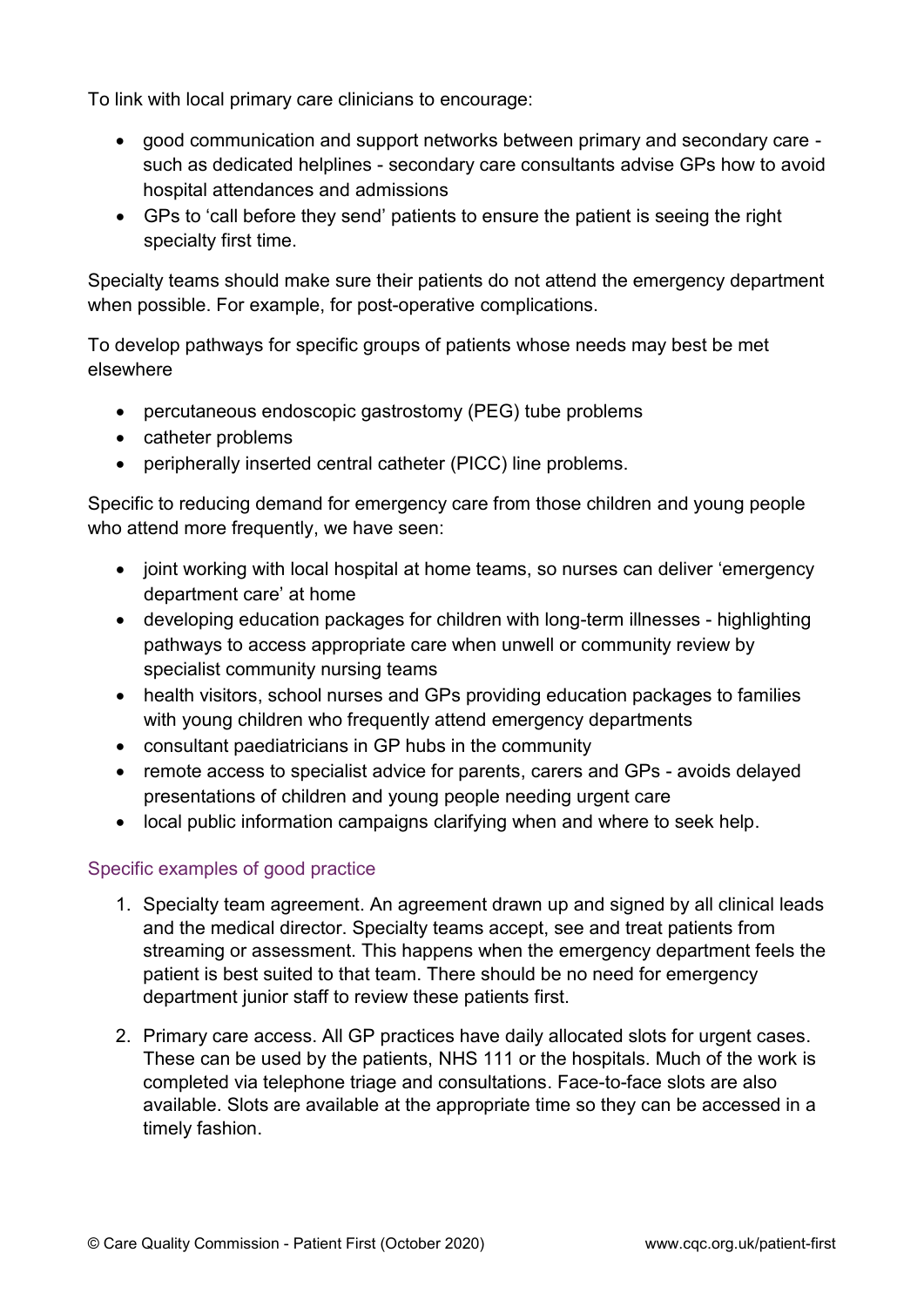To link with local primary care clinicians to encourage:

- good communication and support networks between primary and secondary care - such as dedicated helplines - secondary care consultants advise GPs how to avoid hospital attendances and admissions
- GPs to 'call before they send' patients to ensure the patient is seeing the right specialty first time.

Specialty teams should make sure their patients do not attend the emergency department when possible. For example, for post-operative complications.

To develop pathways for specific groups of patients whose needs may best be met elsewhere

- percutaneous endoscopic gastrostomy (PEG) tube problems
- catheter problems
- peripherally inserted central catheter (PICC) line problems.

Specific to reducing demand for emergency care from those children and young people who attend more frequently, we have seen:

- joint working with local hospital at home teams, so nurses can deliver 'emergency department care' at home
- developing education packages for children with long-term illnesses - highlighting pathways to access appropriate care when unwell or community review by specialist community nursing teams
- health visitors, school nurses and GPs providing education packages to families with young children who frequently attend emergency departments
- consultant paediatricians in GP hubs in the community
- remote access to specialist advice for parents, carers and GPs - avoids delayed presentations of children and young people needing urgent care
- local public information campaigns clarifying when and where to seek help.

### Specific examples of good practice

1. Specialty team agreement. An agreement drawn up and signed by all clinical leads and the medical director. Specialty teams accept, see and treat patients from streaming or assessment. This happens when the emergency department feels the patient is best suited to that team. There should be no need for emergency department junior staff to review these patients first.

2. Primary care access. All GP practices have daily allocated slots for urgent cases. These can be used by the patients, NHS 111 or the hospitals. Much of the work is completed via telephone triage and consultations. Face-to-face slots are also available. Slots are available at the appropriate time so they can be accessed in a timely fashion.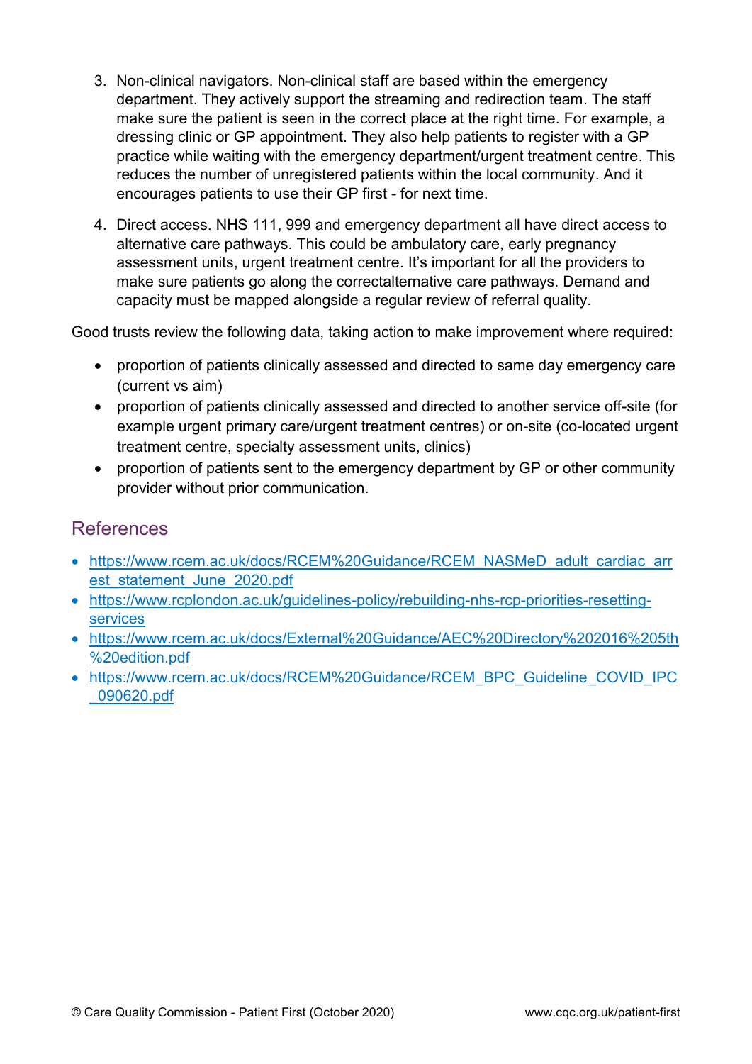3. Non-clinical navigators. Non-clinical staff are based within the emergency department. They actively support the streaming and redirection team. The staff make sure the patient is seen in the correct place at the right time. For example, a dressing clinic or GP appointment. They also help patients to register with a GP practice while waiting with the emergency department/urgent treatment centre. This reduces the number of unregistered patients within the local community. And it encourages patients to use their GP first - for next time.
4. Direct access. NHS 111, 999 and emergency department all have direct access to alternative care pathways. This could be ambulatory care, early pregnancy assessment units, urgent treatment centre. It's important for all the providers to make sure patients go along the correctalternative care pathways. Demand and capacity must be mapped alongside a regular review of referral quality.

Good trusts review the following data, taking action to make improvement where required:

- proportion of patients clinically assessed and directed to same day emergency care (current vs aim)
- proportion of patients clinically assessed and directed to another service off-site (for example urgent primary care/urgent treatment centres) or on-site (co-located urgent treatment centre, specialty assessment units, clinics)
- proportion of patients sent to the emergency department by GP or other community provider without prior communication.

## References

- https://www.rcem.ac.uk/docs/RCEM%20Guidance/RCEM_NASMeD_adult_cardiac_arrest_statement_June_2020.pdf
- https://www.rcplondon.ac.uk/guidelines-policy/rebuilding-nhs-rcp-priorities-resetting-services
- https://www.rcem.ac.uk/docs/External%20Guidance/AEC%20Directory%202016%205th%20edition.pdf
- https://www.rcem.ac.uk/docs/RCEM%20Guidance/RCEM_BPC_Guideline_COVID_IPC_090620.pdf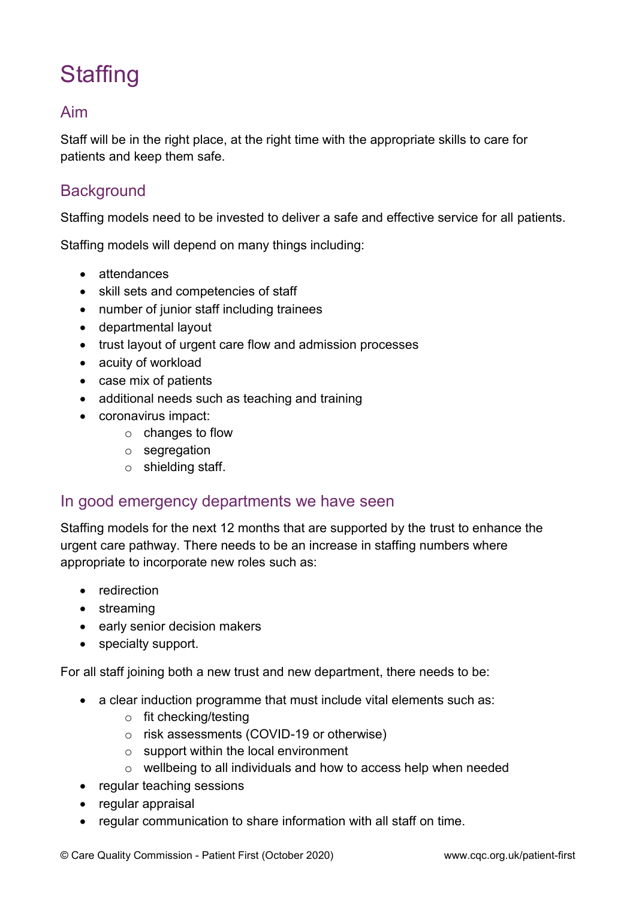# Staffing

## Aim

Staff will be in the right place, at the right time with the appropriate skills to care for patients and keep them safe.

## Background

Staffing models need to be invested to deliver a safe and effective service for all patients.

Staffing models will depend on many things including:

- attendances
- skill sets and competencies of staff
- number of junior staff including trainees
- departmental layout
- trust layout of urgent care flow and admission processes
- acuity of workload
- case mix of patients
- additional needs such as teaching and training
- coronavirus impact:
    - changes to flow
    - segregation
    - shielding staff.

## In good emergency departments we have seen

Staffing models for the next 12 months that are supported by the trust to enhance the urgent care pathway. There needs to be an increase in staffing numbers where appropriate to incorporate new roles such as:

- redirection
- streaming
- early senior decision makers
- specialty support.

For all staff joining both a new trust and new department, there needs to be:

- a clear induction programme that must include vital elements such as:
    - fit checking/testing
    - risk assessments (COVID-19 or otherwise)
    - support within the local environment
    - wellbeing to all individuals and how to access help when needed
- regular teaching sessions
- regular appraisal
- regular communication to share information with all staff on time.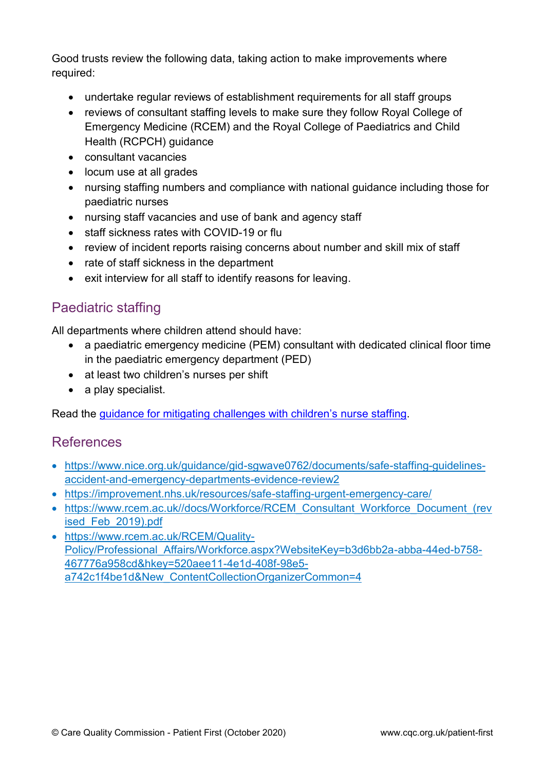Good trusts review the following data, taking action to make improvements where required:

- undertake regular reviews of establishment requirements for all staff groups
- reviews of consultant staffing levels to make sure they follow Royal College of Emergency Medicine (RCEM) and the Royal College of Paediatrics and Child Health (RCPCH) guidance
- consultant vacancies
- locum use at all grades
- nursing staffing numbers and compliance with national guidance including those for paediatric nurses
- nursing staff vacancies and use of bank and agency staff
- staff sickness rates with COVID-19 or flu
- review of incident reports raising concerns about number and skill mix of staff
- rate of staff sickness in the department
- exit interview for all staff to identify reasons for leaving.

## Paediatric staffing

All departments where children attend should have:

- a paediatric emergency medicine (PEM) consultant with dedicated clinical floor time in the paediatric emergency department (PED)
- at least two children's nurses per shift
- a play specialist.

Read the [guidance for mitigating challenges with children's nurse staffing](#).

## References

- https://www.nice.org.uk/guidance/gid-sgwave0762/documents/safe-staffing-guidelines-accident-and-emergency-departments-evidence-review2
- https://improvement.nhs.uk/resources/safe-staffing-urgent-emergency-care/
- https://www.rcem.ac.uk//docs/Workforce/RCEM_Consultant_Workforce_Document_(revised_Feb_2019).pdf
- https://www.rcem.ac.uk/RCEM/Quality-Policy/Professional_Affairs/Workforce.aspx?WebsiteKey=b3d6bb2a-abba-44ed-b758-467776a958cd&hkey=520aee11-4e1d-408f-98e5-a742c1f4be1d&New_ContentCollectionOrganizerCommon=4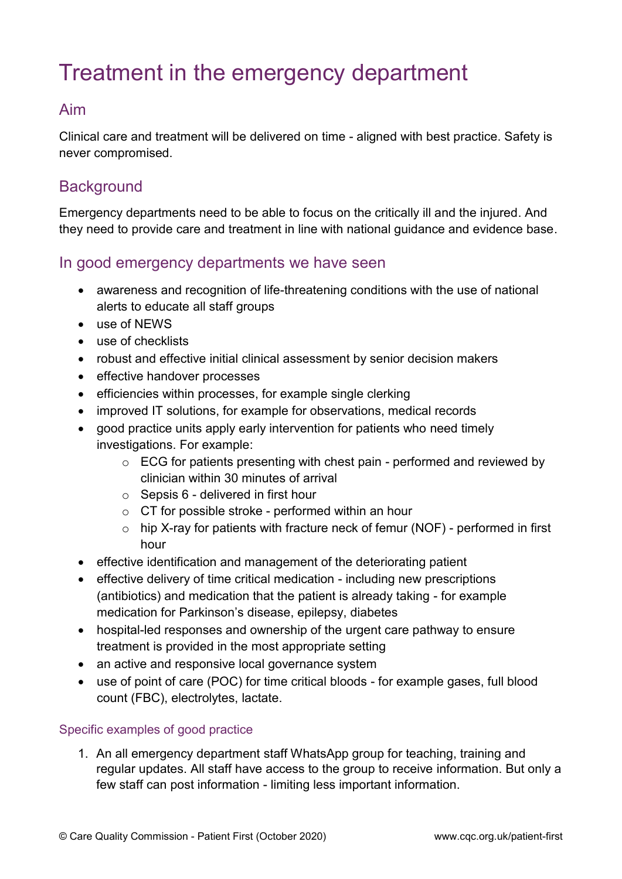# Treatment in the emergency department

## Aim

Clinical care and treatment will be delivered on time - aligned with best practice. Safety is never compromised.

## Background

Emergency departments need to be able to focus on the critically ill and the injured. And they need to provide care and treatment in line with national guidance and evidence base.

## In good emergency departments we have seen

- awareness and recognition of life-threatening conditions with the use of national alerts to educate all staff groups
- use of NEWS
- use of checklists
- robust and effective initial clinical assessment by senior decision makers
- effective handover processes
- efficiencies within processes, for example single clerking
- improved IT solutions, for example for observations, medical records
- good practice units apply early intervention for patients who need timely investigations. For example:
  - ECG for patients presenting with chest pain - performed and reviewed by clinician within 30 minutes of arrival
  - Sepsis 6 - delivered in first hour
  - CT for possible stroke - performed within an hour
  - hip X-ray for patients with fracture neck of femur (NOF) - performed in first hour
- effective identification and management of the deteriorating patient
- effective delivery of time critical medication - including new prescriptions (antibiotics) and medication that the patient is already taking - for example medication for Parkinson's disease, epilepsy, diabetes
- hospital-led responses and ownership of the urgent care pathway to ensure treatment is provided in the most appropriate setting
- an active and responsive local governance system
- use of point of care (POC) for time critical bloods - for example gases, full blood count (FBC), electrolytes, lactate.

### Specific examples of good practice

1. An all emergency department staff WhatsApp group for teaching, training and regular updates. All staff have access to the group to receive information. But only a few staff can post information - limiting less important information.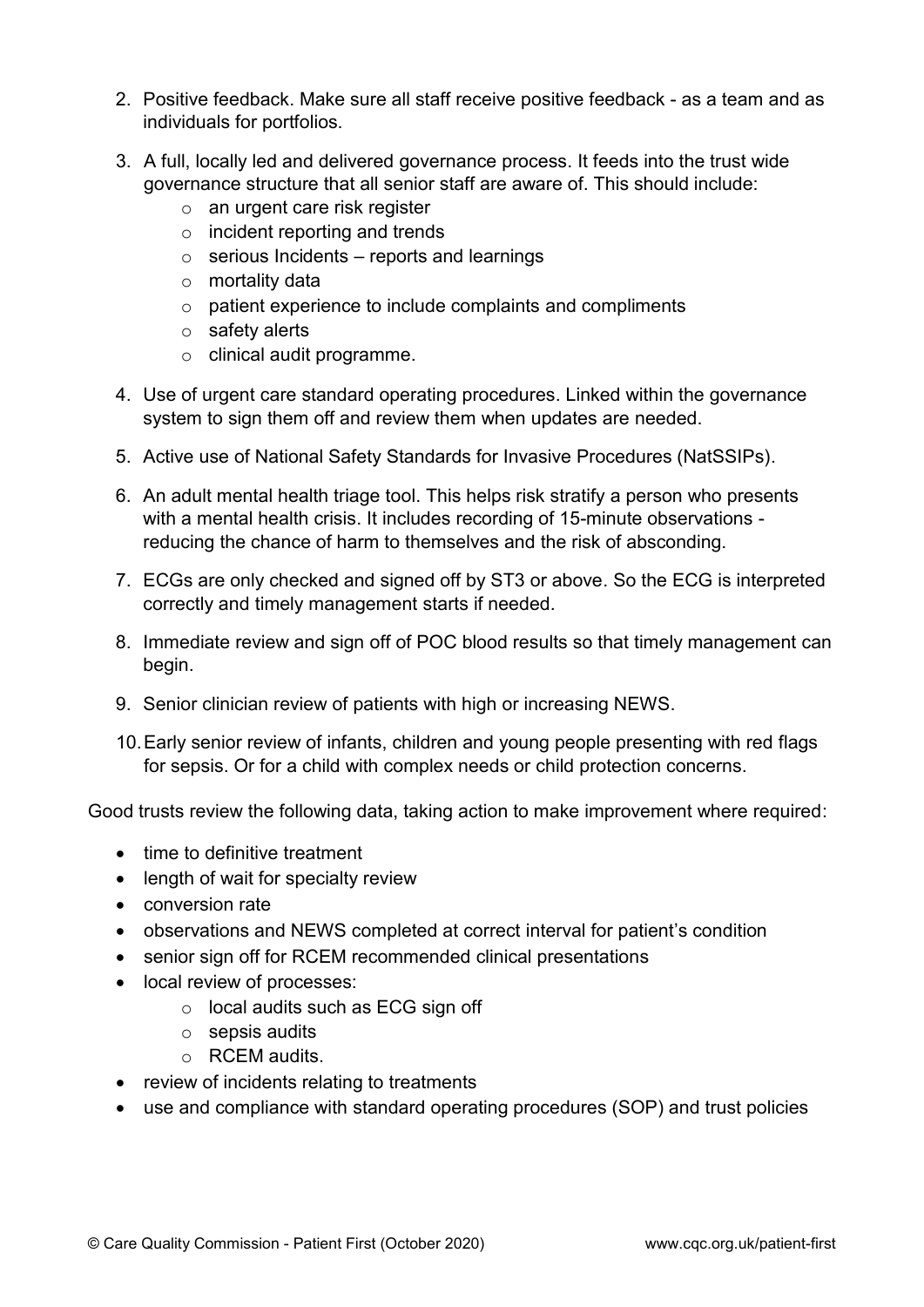2. Positive feedback. Make sure all staff receive positive feedback - as a team and as individuals for portfolios.

3. A full, locally led and delivered governance process. It feeds into the trust wide governance structure that all senior staff are aware of. This should include:
    - an urgent care risk register
    - incident reporting and trends
    - serious Incidents – reports and learnings
    - mortality data
    - patient experience to include complaints and compliments
    - safety alerts
    - clinical audit programme.

4. Use of urgent care standard operating procedures. Linked within the governance system to sign them off and review them when updates are needed.

5. Active use of National Safety Standards for Invasive Procedures (NatSSIPs).

6. An adult mental health triage tool. This helps risk stratify a person who presents with a mental health crisis. It includes recording of 15-minute observations - reducing the chance of harm to themselves and the risk of absconding.

7. ECGs are only checked and signed off by ST3 or above. So the ECG is interpreted correctly and timely management starts if needed.

8. Immediate review and sign off of POC blood results so that timely management can begin.

9. Senior clinician review of patients with high or increasing NEWS.

10. Early senior review of infants, children and young people presenting with red flags for sepsis. Or for a child with complex needs or child protection concerns.

Good trusts review the following data, taking action to make improvement where required:

- time to definitive treatment
- length of wait for specialty review
- conversion rate
- observations and NEWS completed at correct interval for patient's condition
- senior sign off for RCEM recommended clinical presentations
- local review of processes:
    - local audits such as ECG sign off
    - sepsis audits
    - RCEM audits.
- review of incidents relating to treatments
- use and compliance with standard operating procedures (SOP) and trust policies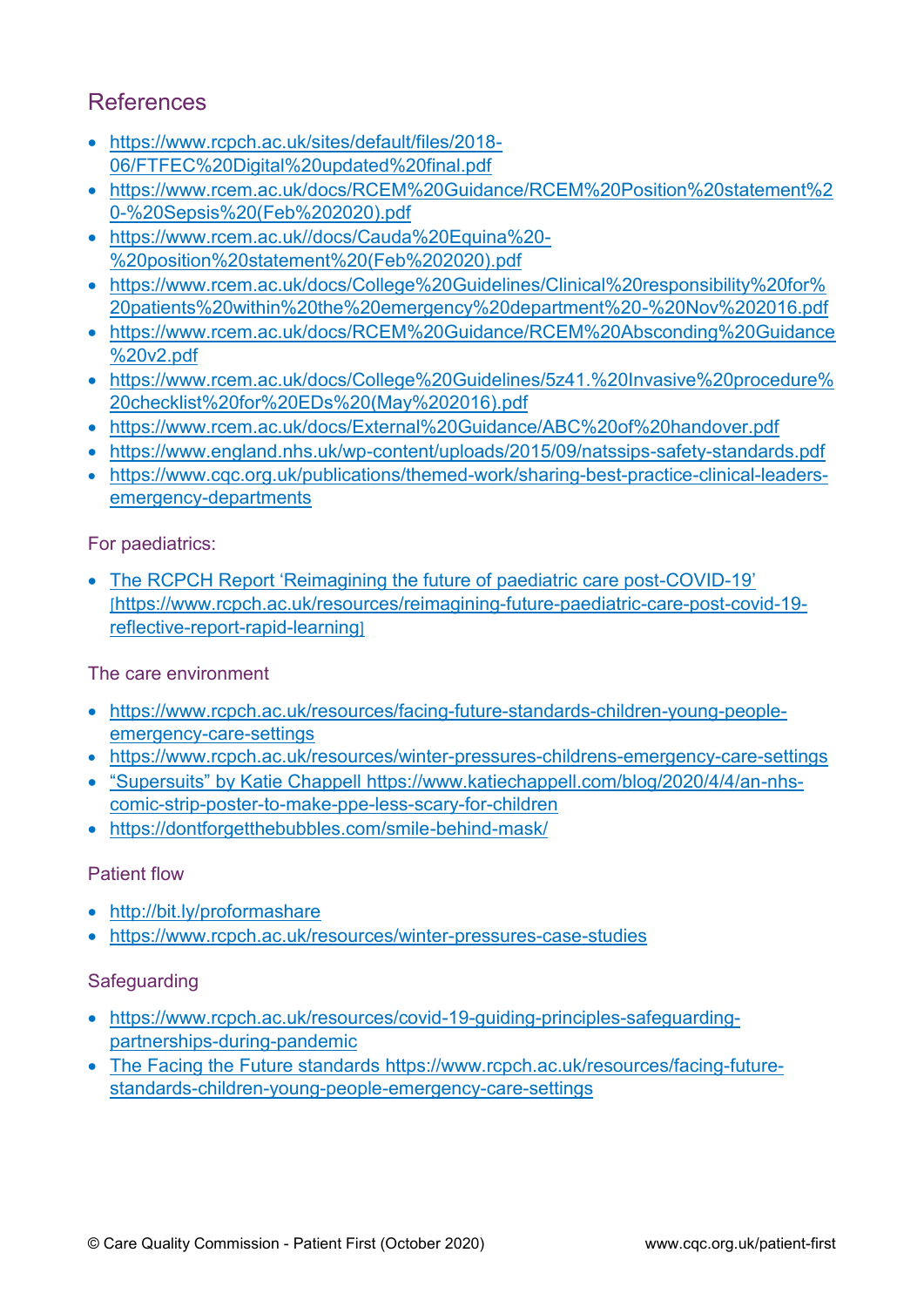## References

- https://www.rcpch.ac.uk/sites/default/files/2018-06/FTFEC%20Digital%20updated%20final.pdf
- https://www.rcem.ac.uk/docs/RCEM%20Guidance/RCEM%20Position%20statement%20-%20Sepsis%20(Feb%202020).pdf
- https://www.rcem.ac.uk//docs/Cauda%20Equina%20-%20position%20statement%20(Feb%202020).pdf
- https://www.rcem.ac.uk/docs/College%20Guidelines/Clinical%20responsibility%20for%20patients%20within%20the%20emergency%20department%20-%20Nov%202016.pdf
- https://www.rcem.ac.uk/docs/RCEM%20Guidance/RCEM%20Absconding%20Guidance%20v2.pdf
- https://www.rcem.ac.uk/docs/College%20Guidelines/5z41.%20Invasive%20procedure%20checklist%20for%20EDs%20(May%202016).pdf
- https://www.rcem.ac.uk/docs/External%20Guidance/ABC%20of%20handover.pdf
- https://www.england.nhs.uk/wp-content/uploads/2015/09/natssips-safety-standards.pdf
- https://www.cqc.org.uk/publications/themed-work/sharing-best-practice-clinical-leaders-emergency-departments

For paediatrics:

- The RCPCH Report 'Reimagining the future of paediatric care post-COVID-19' [https://www.rcpch.ac.uk/resources/reimagining-future-paediatric-care-post-covid-19-reflective-report-rapid-learning]

The care environment

- https://www.rcpch.ac.uk/resources/facing-future-standards-children-young-people-emergency-care-settings
- https://www.rcpch.ac.uk/resources/winter-pressures-childrens-emergency-care-settings
- "Supersuits" by Katie Chappell https://www.katiechappell.com/blog/2020/4/4/an-nhs-comic-strip-poster-to-make-ppe-less-scary-for-children
- https://dontforgetthebubbles.com/smile-behind-mask/

Patient flow

- http://bit.ly/proformashare
- https://www.rcpch.ac.uk/resources/winter-pressures-case-studies

Safeguarding

- https://www.rcpch.ac.uk/resources/covid-19-guiding-principles-safeguarding-partnerships-during-pandemic
- The Facing the Future standards https://www.rcpch.ac.uk/resources/facing-future-standards-children-young-people-emergency-care-settings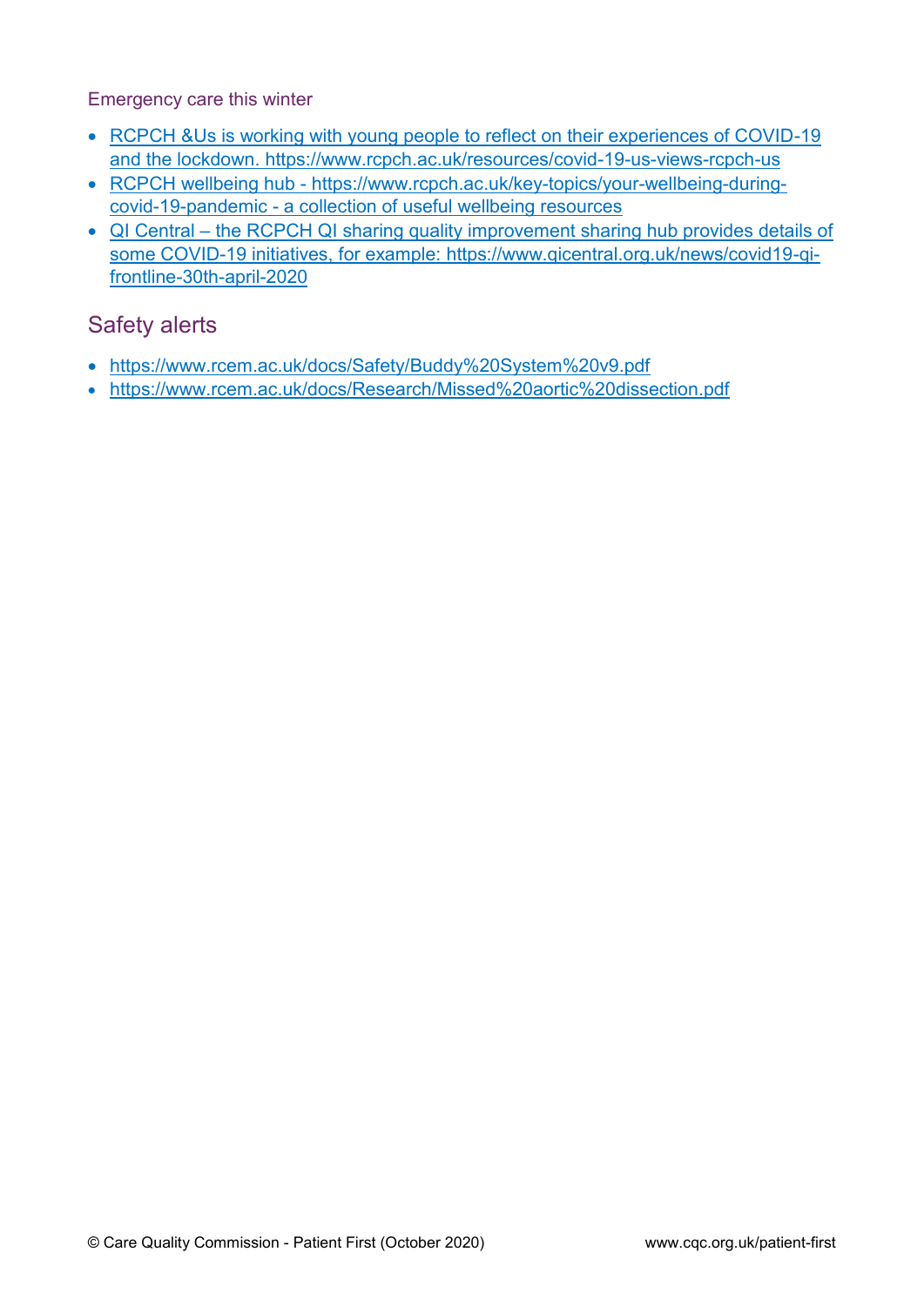### Emergency care this winter

- RCPCH &Us is working with young people to reflect on their experiences of COVID-19 and the lockdown. https://www.rcpch.ac.uk/resources/covid-19-us-views-rcpch-us
- RCPCH wellbeing hub - https://www.rcpch.ac.uk/key-topics/your-wellbeing-during-covid-19-pandemic - a collection of useful wellbeing resources
- QI Central – the RCPCH QI sharing quality improvement sharing hub provides details of some COVID-19 initiatives, for example: https://www.qicentral.org.uk/news/covid19-qi-frontline-30th-april-2020

## Safety alerts

- https://www.rcem.ac.uk/docs/Safety/Buddy%20System%20v9.pdf
- https://www.rcem.ac.uk/docs/Research/Missed%20aortic%20dissection.pdf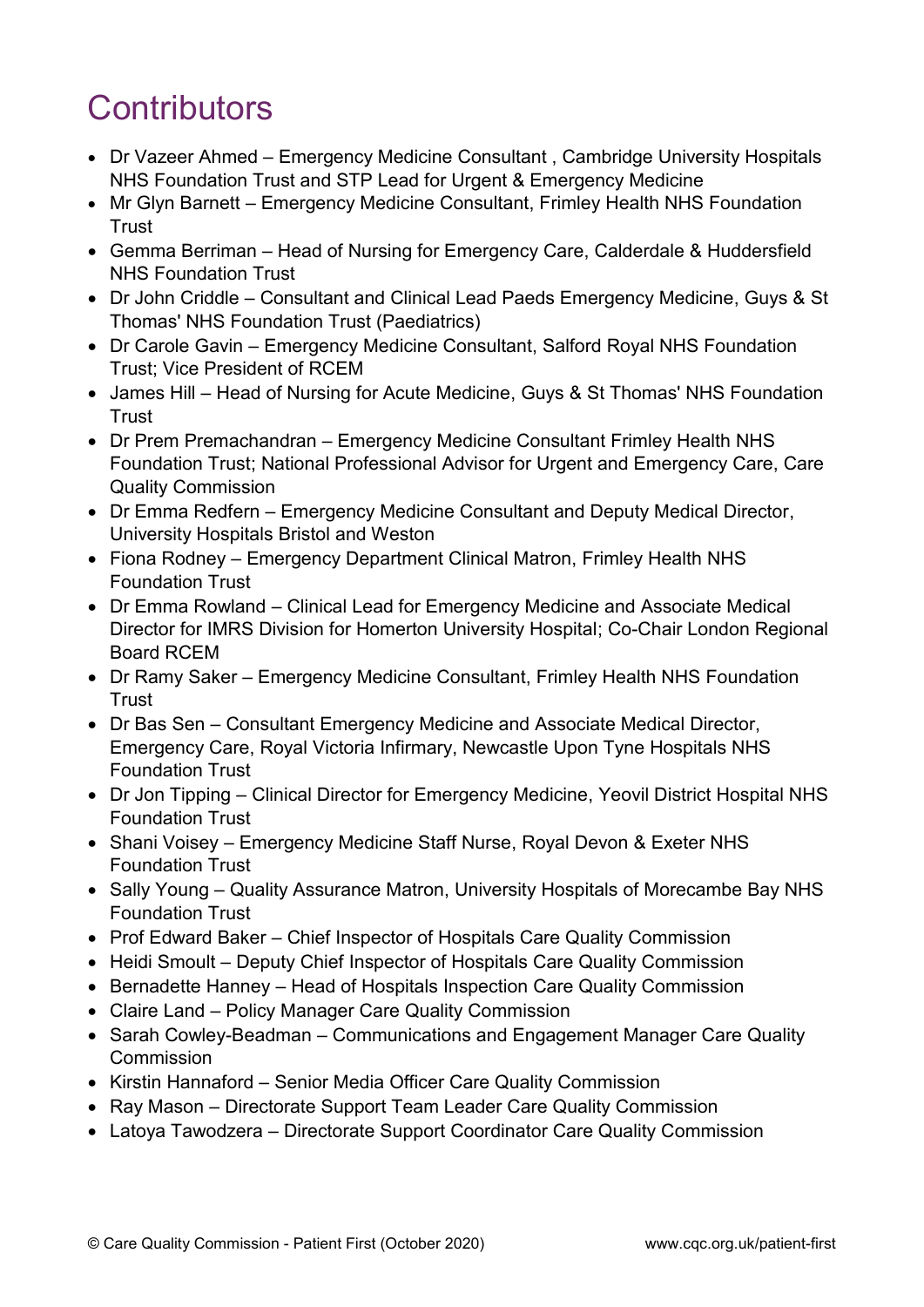# Contributors

- Dr Vazeer Ahmed – Emergency Medicine Consultant , Cambridge University Hospitals NHS Foundation Trust and STP Lead for Urgent & Emergency Medicine
- Mr Glyn Barnett – Emergency Medicine Consultant, Frimley Health NHS Foundation Trust
- Gemma Berriman – Head of Nursing for Emergency Care, Calderdale & Huddersfield NHS Foundation Trust
- Dr John Criddle – Consultant and Clinical Lead Paeds Emergency Medicine, Guys & St Thomas' NHS Foundation Trust (Paediatrics)
- Dr Carole Gavin – Emergency Medicine Consultant, Salford Royal NHS Foundation Trust; Vice President of RCEM
- James Hill – Head of Nursing for Acute Medicine, Guys & St Thomas' NHS Foundation Trust
- Dr Prem Premachandran – Emergency Medicine Consultant Frimley Health NHS Foundation Trust; National Professional Advisor for Urgent and Emergency Care, Care Quality Commission
- Dr Emma Redfern – Emergency Medicine Consultant and Deputy Medical Director, University Hospitals Bristol and Weston
- Fiona Rodney – Emergency Department Clinical Matron, Frimley Health NHS Foundation Trust
- Dr Emma Rowland – Clinical Lead for Emergency Medicine and Associate Medical Director for IMRS Division for Homerton University Hospital; Co-Chair London Regional Board RCEM
- Dr Ramy Saker – Emergency Medicine Consultant, Frimley Health NHS Foundation Trust
- Dr Bas Sen – Consultant Emergency Medicine and Associate Medical Director, Emergency Care, Royal Victoria Infirmary, Newcastle Upon Tyne Hospitals NHS Foundation Trust
- Dr Jon Tipping – Clinical Director for Emergency Medicine, Yeovil District Hospital NHS Foundation Trust
- Shani Voisey – Emergency Medicine Staff Nurse, Royal Devon & Exeter NHS Foundation Trust
- Sally Young – Quality Assurance Matron, University Hospitals of Morecambe Bay NHS Foundation Trust
- Prof Edward Baker – Chief Inspector of Hospitals Care Quality Commission
- Heidi Smoult – Deputy Chief Inspector of Hospitals Care Quality Commission
- Bernadette Hanney – Head of Hospitals Inspection Care Quality Commission
- Claire Land – Policy Manager Care Quality Commission
- Sarah Cowley-Beadman – Communications and Engagement Manager Care Quality Commission
- Kirstin Hannaford – Senior Media Officer Care Quality Commission
- Ray Mason – Directorate Support Team Leader Care Quality Commission
- Latoya Tawodzera – Directorate Support Coordinator Care Quality Commission